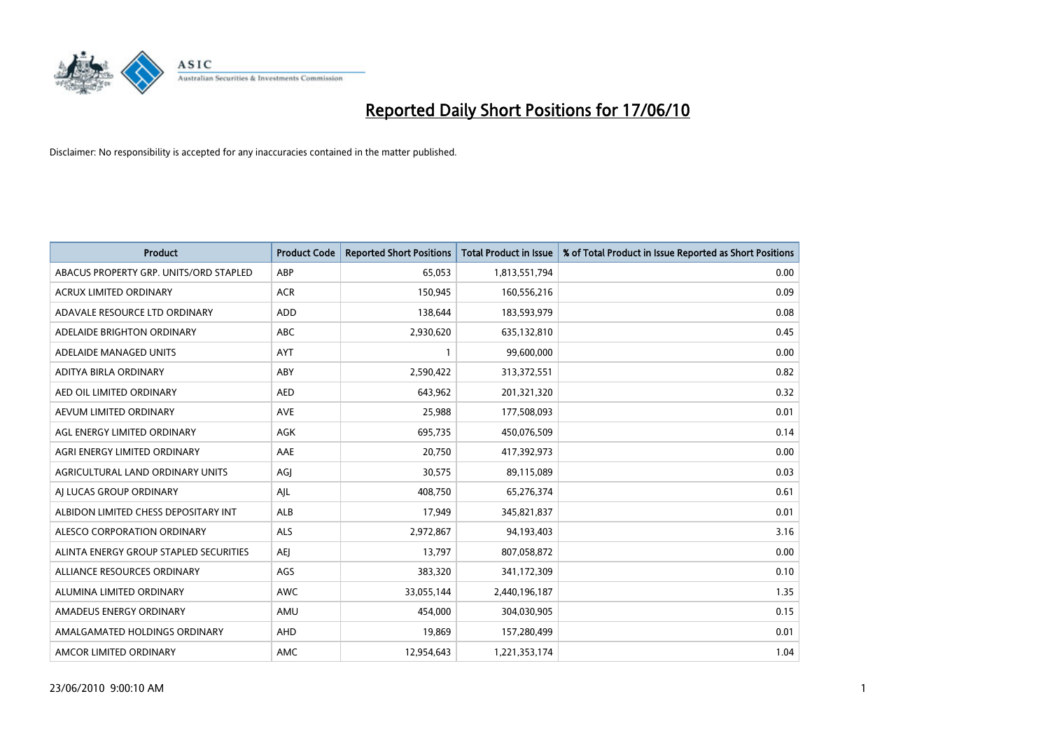# Reported Daily Short Positions for 17/06/10

Disclaimer: No responsibility is accepted for any inaccuracies contained in the matter published.

| Product | Product Code | Reported Short Positions | Total Product in Issue | % of Total Product in Issue Reported as Short Positions |
|---|---|---|---|---|
| ABACUS PROPERTY GRP. UNITS/ORD STAPLED | ABP | 65,053 | 1,813,551,794 | 0.00 |
| ACRUX LIMITED ORDINARY | ACR | 150,945 | 160,556,216 | 0.09 |
| ADAVALE RESOURCE LTD ORDINARY | ADD | 138,644 | 183,593,979 | 0.08 |
| ADELAIDE BRIGHTON ORDINARY | ABC | 2,930,620 | 635,132,810 | 0.45 |
| ADELAIDE MANAGED UNITS | AYT | 1 | 99,600,000 | 0.00 |
| ADITYA BIRLA ORDINARY | ABY | 2,590,422 | 313,372,551 | 0.82 |
| AED OIL LIMITED ORDINARY | AED | 643,962 | 201,321,320 | 0.32 |
| AEVUM LIMITED ORDINARY | AVE | 25,988 | 177,508,093 | 0.01 |
| AGL ENERGY LIMITED ORDINARY | AGK | 695,735 | 450,076,509 | 0.14 |
| AGRI ENERGY LIMITED ORDINARY | AAE | 20,750 | 417,392,973 | 0.00 |
| AGRICULTURAL LAND ORDINARY UNITS | AGJ | 30,575 | 89,115,089 | 0.03 |
| AJ LUCAS GROUP ORDINARY | AJL | 408,750 | 65,276,374 | 0.61 |
| ALBIDON LIMITED CHESS DEPOSITARY INT | ALB | 17,949 | 345,821,837 | 0.01 |
| ALESCO CORPORATION ORDINARY | ALS | 2,972,867 | 94,193,403 | 3.16 |
| ALINTA ENERGY GROUP STAPLED SECURITIES | AEJ | 13,797 | 807,058,872 | 0.00 |
| ALLIANCE RESOURCES ORDINARY | AGS | 383,320 | 341,172,309 | 0.10 |
| ALUMINA LIMITED ORDINARY | AWC | 33,055,144 | 2,440,196,187 | 1.35 |
| AMADEUS ENERGY ORDINARY | AMU | 454,000 | 304,030,905 | 0.15 |
| AMALGAMATED HOLDINGS ORDINARY | AHD | 19,869 | 157,280,499 | 0.01 |
| AMCOR LIMITED ORDINARY | AMC | 12,954,643 | 1,221,353,174 | 1.04 |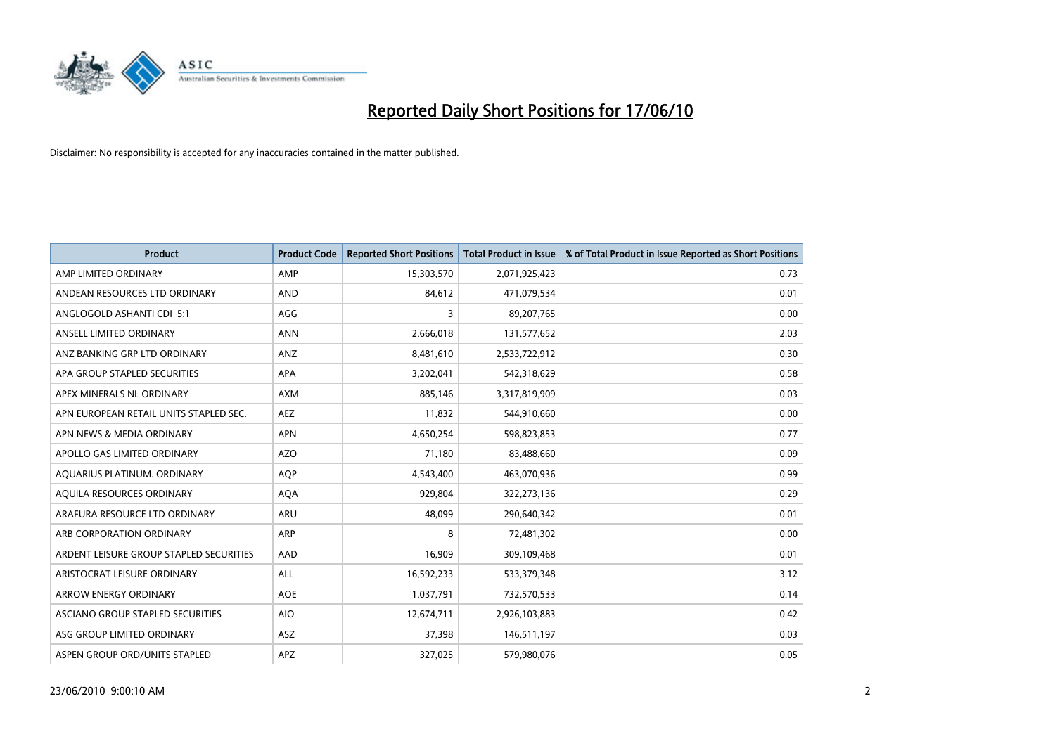# Reported Daily Short Positions for 17/06/10

Disclaimer: No responsibility is accepted for any inaccuracies contained in the matter published.

| Product | Product Code | Reported Short Positions | Total Product in Issue | % of Total Product in Issue Reported as Short Positions |
|---|---|---|---|---|
| AMP LIMITED ORDINARY | AMP | 15,303,570 | 2,071,925,423 | 0.73 |
| ANDEAN RESOURCES LTD ORDINARY | AND | 84,612 | 471,079,534 | 0.01 |
| ANGLOGOLD ASHANTI CDI 5:1 | AGG | 3 | 89,207,765 | 0.00 |
| ANSELL LIMITED ORDINARY | ANN | 2,666,018 | 131,577,652 | 2.03 |
| ANZ BANKING GRP LTD ORDINARY | ANZ | 8,481,610 | 2,533,722,912 | 0.30 |
| APA GROUP STAPLED SECURITIES | APA | 3,202,041 | 542,318,629 | 0.58 |
| APEX MINERALS NL ORDINARY | AXM | 885,146 | 3,317,819,909 | 0.03 |
| APN EUROPEAN RETAIL UNITS STAPLED SEC. | AEZ | 11,832 | 544,910,660 | 0.00 |
| APN NEWS & MEDIA ORDINARY | APN | 4,650,254 | 598,823,853 | 0.77 |
| APOLLO GAS LIMITED ORDINARY | AZO | 71,180 | 83,488,660 | 0.09 |
| AQUARIUS PLATINUM. ORDINARY | AQP | 4,543,400 | 463,070,936 | 0.99 |
| AQUILA RESOURCES ORDINARY | AQA | 929,804 | 322,273,136 | 0.29 |
| ARAFURA RESOURCE LTD ORDINARY | ARU | 48,099 | 290,640,342 | 0.01 |
| ARB CORPORATION ORDINARY | ARP | 8 | 72,481,302 | 0.00 |
| ARDENT LEISURE GROUP STAPLED SECURITIES | AAD | 16,909 | 309,109,468 | 0.01 |
| ARISTOCRAT LEISURE ORDINARY | ALL | 16,592,233 | 533,379,348 | 3.12 |
| ARROW ENERGY ORDINARY | AOE | 1,037,791 | 732,570,533 | 0.14 |
| ASCIANO GROUP STAPLED SECURITIES | AIO | 12,674,711 | 2,926,103,883 | 0.42 |
| ASG GROUP LIMITED ORDINARY | ASZ | 37,398 | 146,511,197 | 0.03 |
| ASPEN GROUP ORD/UNITS STAPLED | APZ | 327,025 | 579,980,076 | 0.05 |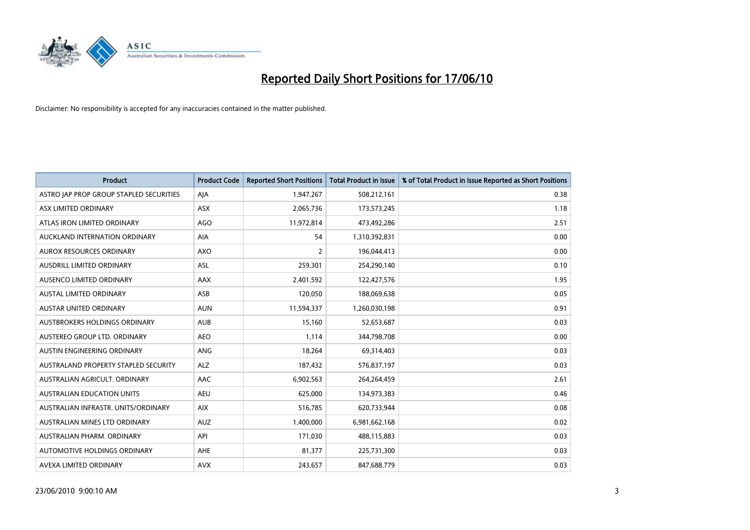# Reported Daily Short Positions for 17/06/10

Disclaimer: No responsibility is accepted for any inaccuracies contained in the matter published.

| Product | Product Code | Reported Short Positions | Total Product in Issue | % of Total Product in Issue Reported as Short Positions |
|---|---|---|---|---|
| ASTRO JAP PROP GROUP STAPLED SECURITIES | AJA | 1,947,267 | 508,212,161 | 0.38 |
| ASX LIMITED ORDINARY | ASX | 2,065,736 | 173,573,245 | 1.18 |
| ATLAS IRON LIMITED ORDINARY | AGO | 11,972,814 | 473,492,286 | 2.51 |
| AUCKLAND INTERNATION ORDINARY | AIA | 54 | 1,310,392,831 | 0.00 |
| AUROX RESOURCES ORDINARY | AXO | 2 | 196,044,413 | 0.00 |
| AUSDRILL LIMITED ORDINARY | ASL | 259,301 | 254,290,140 | 0.10 |
| AUSENCO LIMITED ORDINARY | AAX | 2,401,592 | 122,427,576 | 1.95 |
| AUSTAL LIMITED ORDINARY | ASB | 120,050 | 188,069,638 | 0.05 |
| AUSTAR UNITED ORDINARY | AUN | 11,594,337 | 1,260,030,198 | 0.91 |
| AUSTBROKERS HOLDINGS ORDINARY | AUB | 15,160 | 52,653,687 | 0.03 |
| AUSTEREO GROUP LTD. ORDINARY | AEO | 1,114 | 344,798,708 | 0.00 |
| AUSTIN ENGINEERING ORDINARY | ANG | 18,264 | 69,314,403 | 0.03 |
| AUSTRALAND PROPERTY STAPLED SECURITY | ALZ | 187,432 | 576,837,197 | 0.03 |
| AUSTRALIAN AGRICULT. ORDINARY | AAC | 6,902,563 | 264,264,459 | 2.61 |
| AUSTRALIAN EDUCATION UNITS | AEU | 625,000 | 134,973,383 | 0.46 |
| AUSTRALIAN INFRASTR. UNITS/ORDINARY | AIX | 516,785 | 620,733,944 | 0.08 |
| AUSTRALIAN MINES LTD ORDINARY | AUZ | 1,400,000 | 6,981,662,168 | 0.02 |
| AUSTRALIAN PHARM. ORDINARY | API | 171,030 | 488,115,883 | 0.03 |
| AUTOMOTIVE HOLDINGS ORDINARY | AHE | 81,377 | 225,731,300 | 0.03 |
| AVEXA LIMITED ORDINARY | AVX | 243,657 | 847,688,779 | 0.03 |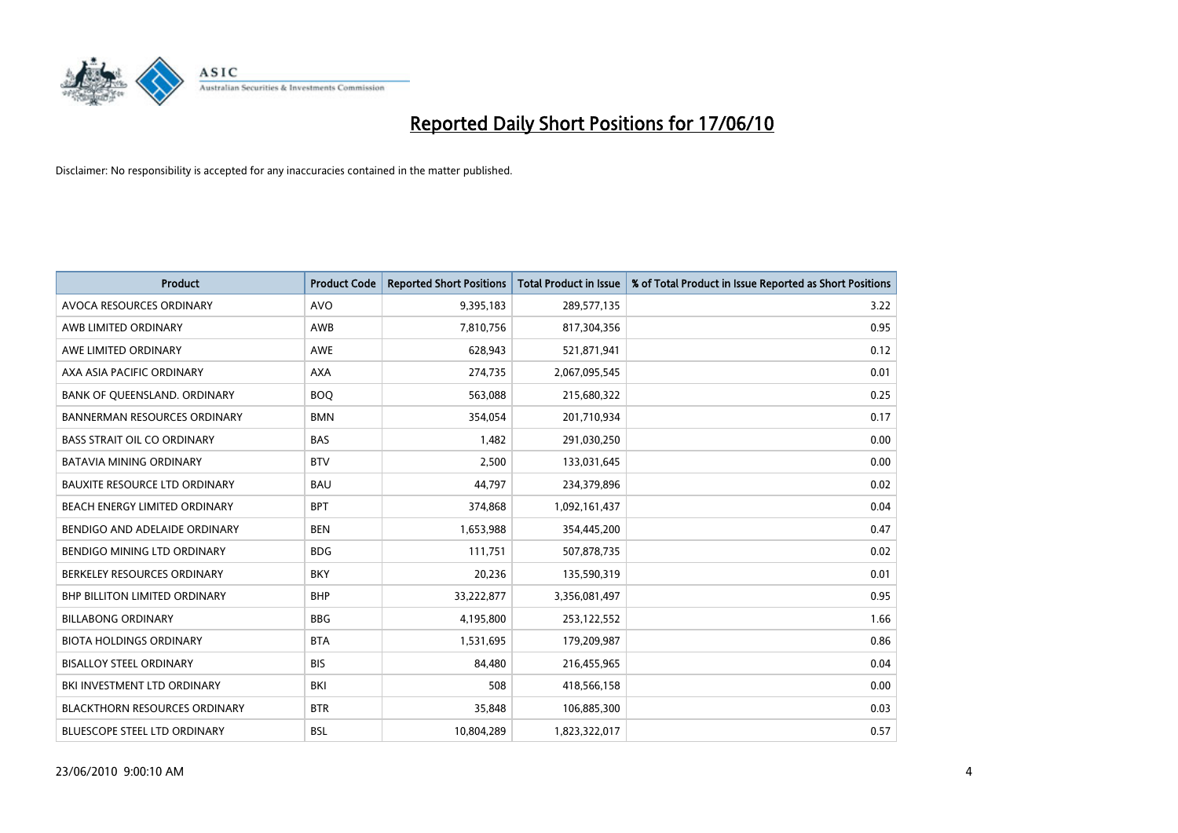# Reported Daily Short Positions for 17/06/10

Disclaimer: No responsibility is accepted for any inaccuracies contained in the matter published.

| Product | Product Code | Reported Short Positions | Total Product in Issue | % of Total Product in Issue Reported as Short Positions |
|---|---|---|---|---|
| AVOCA RESOURCES ORDINARY | AVO | 9,395,183 | 289,577,135 | 3.22 |
| AWB LIMITED ORDINARY | AWB | 7,810,756 | 817,304,356 | 0.95 |
| AWE LIMITED ORDINARY | AWE | 628,943 | 521,871,941 | 0.12 |
| AXA ASIA PACIFIC ORDINARY | AXA | 274,735 | 2,067,095,545 | 0.01 |
| BANK OF QUEENSLAND. ORDINARY | BOQ | 563,088 | 215,680,322 | 0.25 |
| BANNERMAN RESOURCES ORDINARY | BMN | 354,054 | 201,710,934 | 0.17 |
| BASS STRAIT OIL CO ORDINARY | BAS | 1,482 | 291,030,250 | 0.00 |
| BATAVIA MINING ORDINARY | BTV | 2,500 | 133,031,645 | 0.00 |
| BAUXITE RESOURCE LTD ORDINARY | BAU | 44,797 | 234,379,896 | 0.02 |
| BEACH ENERGY LIMITED ORDINARY | BPT | 374,868 | 1,092,161,437 | 0.04 |
| BENDIGO AND ADELAIDE ORDINARY | BEN | 1,653,988 | 354,445,200 | 0.47 |
| BENDIGO MINING LTD ORDINARY | BDG | 111,751 | 507,878,735 | 0.02 |
| BERKELEY RESOURCES ORDINARY | BKY | 20,236 | 135,590,319 | 0.01 |
| BHP BILLITON LIMITED ORDINARY | BHP | 33,222,877 | 3,356,081,497 | 0.95 |
| BILLABONG ORDINARY | BBG | 4,195,800 | 253,122,552 | 1.66 |
| BIOTA HOLDINGS ORDINARY | BTA | 1,531,695 | 179,209,987 | 0.86 |
| BISALLOY STEEL ORDINARY | BIS | 84,480 | 216,455,965 | 0.04 |
| BKI INVESTMENT LTD ORDINARY | BKI | 508 | 418,566,158 | 0.00 |
| BLACKTHORN RESOURCES ORDINARY | BTR | 35,848 | 106,885,300 | 0.03 |
| BLUESCOPE STEEL LTD ORDINARY | BSL | 10,804,289 | 1,823,322,017 | 0.57 |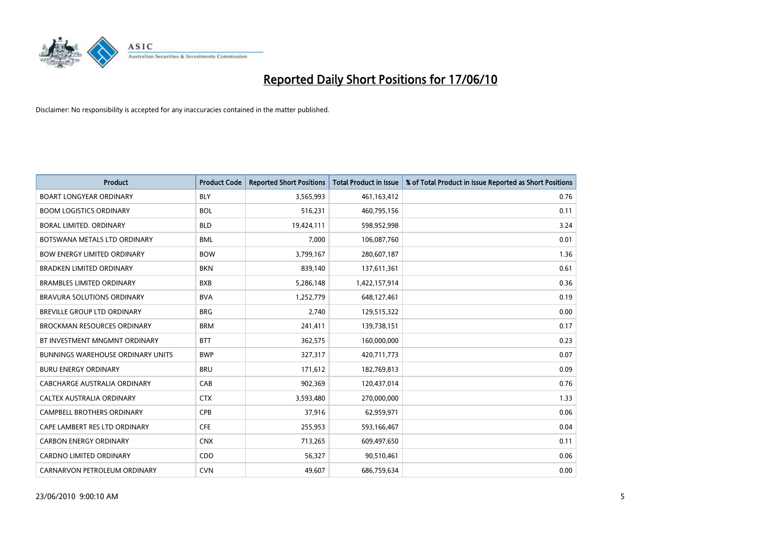# Reported Daily Short Positions for 17/06/10

Disclaimer: No responsibility is accepted for any inaccuracies contained in the matter published.

| Product | Product Code | Reported Short Positions | Total Product in Issue | % of Total Product in Issue Reported as Short Positions |
|---|---|---|---|---|
| BOART LONGYEAR ORDINARY | BLY | 3,565,993 | 461,163,412 | 0.76 |
| BOOM LOGISTICS ORDINARY | BOL | 516,231 | 460,795,156 | 0.11 |
| BORAL LIMITED. ORDINARY | BLD | 19,424,111 | 598,952,998 | 3.24 |
| BOTSWANA METALS LTD ORDINARY | BML | 7,000 | 106,087,760 | 0.01 |
| BOW ENERGY LIMITED ORDINARY | BOW | 3,799,167 | 280,607,187 | 1.36 |
| BRADKEN LIMITED ORDINARY | BKN | 839,140 | 137,611,361 | 0.61 |
| BRAMBLES LIMITED ORDINARY | BXB | 5,286,148 | 1,422,157,914 | 0.36 |
| BRAVURA SOLUTIONS ORDINARY | BVA | 1,252,779 | 648,127,461 | 0.19 |
| BREVILLE GROUP LTD ORDINARY | BRG | 2,740 | 129,515,322 | 0.00 |
| BROCKMAN RESOURCES ORDINARY | BRM | 241,411 | 139,738,151 | 0.17 |
| BT INVESTMENT MNGMNT ORDINARY | BTT | 362,575 | 160,000,000 | 0.23 |
| BUNNINGS WAREHOUSE ORDINARY UNITS | BWP | 327,317 | 420,711,773 | 0.07 |
| BURU ENERGY ORDINARY | BRU | 171,612 | 182,769,813 | 0.09 |
| CABCHARGE AUSTRALIA ORDINARY | CAB | 902,369 | 120,437,014 | 0.76 |
| CALTEX AUSTRALIA ORDINARY | CTX | 3,593,480 | 270,000,000 | 1.33 |
| CAMPBELL BROTHERS ORDINARY | CPB | 37,916 | 62,959,971 | 0.06 |
| CAPE LAMBERT RES LTD ORDINARY | CFE | 255,953 | 593,166,467 | 0.04 |
| CARBON ENERGY ORDINARY | CNX | 713,265 | 609,497,650 | 0.11 |
| CARDNO LIMITED ORDINARY | CDD | 56,327 | 90,510,461 | 0.06 |
| CARNARVON PETROLEUM ORDINARY | CVN | 49,607 | 686,759,634 | 0.00 |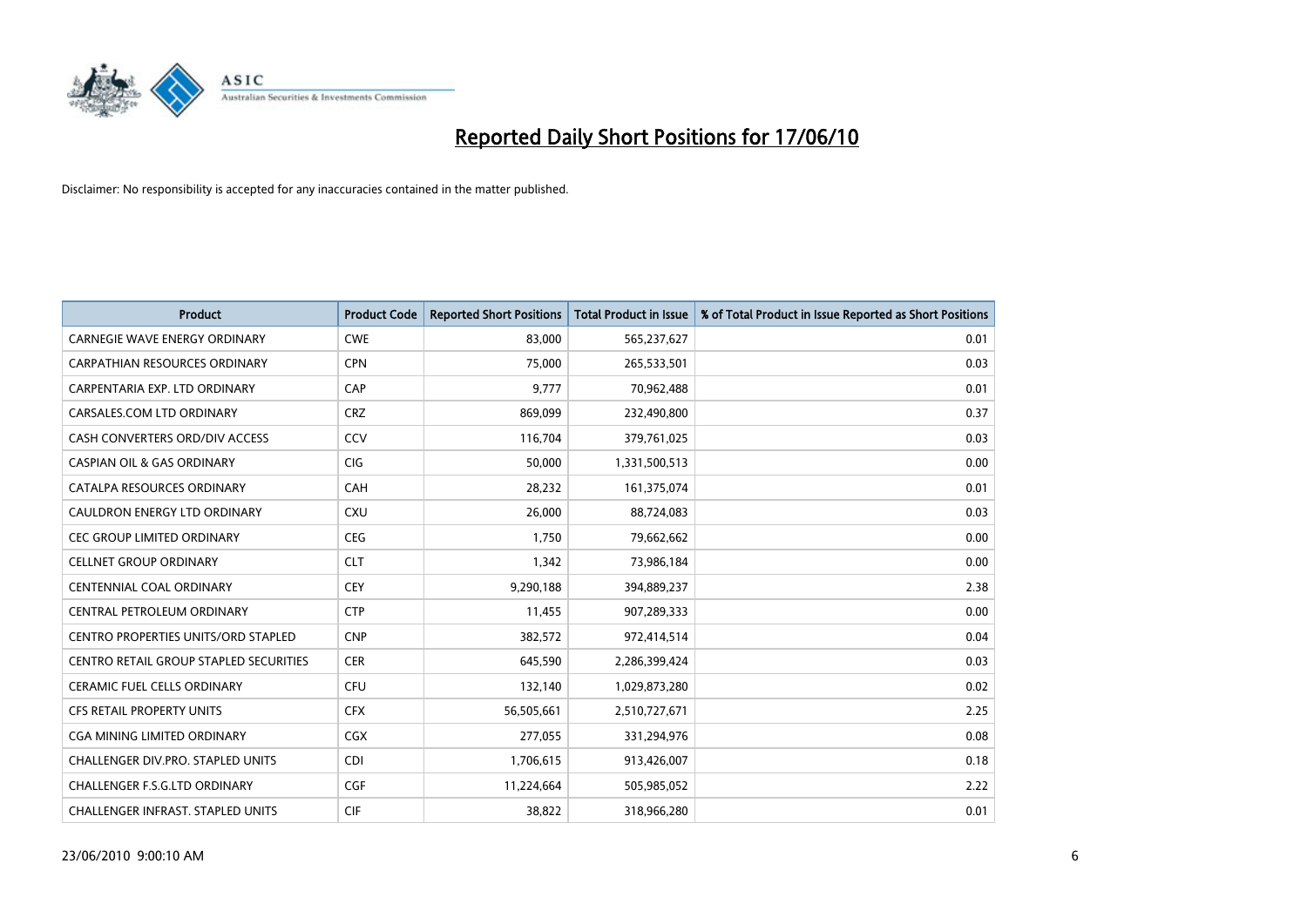# Reported Daily Short Positions for 17/06/10

Disclaimer: No responsibility is accepted for any inaccuracies contained in the matter published.

| Product | Product Code | Reported Short Positions | Total Product in Issue | % of Total Product in Issue Reported as Short Positions |
|---|---|---|---|---|
| CARNEGIE WAVE ENERGY ORDINARY | CWE | 83,000 | 565,237,627 | 0.01 |
| CARPATHIAN RESOURCES ORDINARY | CPN | 75,000 | 265,533,501 | 0.03 |
| CARPENTARIA EXP. LTD ORDINARY | CAP | 9,777 | 70,962,488 | 0.01 |
| CARSALES.COM LTD ORDINARY | CRZ | 869,099 | 232,490,800 | 0.37 |
| CASH CONVERTERS ORD/DIV ACCESS | CCV | 116,704 | 379,761,025 | 0.03 |
| CASPIAN OIL & GAS ORDINARY | CIG | 50,000 | 1,331,500,513 | 0.00 |
| CATALPA RESOURCES ORDINARY | CAH | 28,232 | 161,375,074 | 0.01 |
| CAULDRON ENERGY LTD ORDINARY | CXU | 26,000 | 88,724,083 | 0.03 |
| CEC GROUP LIMITED ORDINARY | CEG | 1,750 | 79,662,662 | 0.00 |
| CELLNET GROUP ORDINARY | CLT | 1,342 | 73,986,184 | 0.00 |
| CENTENNIAL COAL ORDINARY | CEY | 9,290,188 | 394,889,237 | 2.38 |
| CENTRAL PETROLEUM ORDINARY | CTP | 11,455 | 907,289,333 | 0.00 |
| CENTRO PROPERTIES UNITS/ORD STAPLED | CNP | 382,572 | 972,414,514 | 0.04 |
| CENTRO RETAIL GROUP STAPLED SECURITIES | CER | 645,590 | 2,286,399,424 | 0.03 |
| CERAMIC FUEL CELLS ORDINARY | CFU | 132,140 | 1,029,873,280 | 0.02 |
| CFS RETAIL PROPERTY UNITS | CFX | 56,505,661 | 2,510,727,671 | 2.25 |
| CGA MINING LIMITED ORDINARY | CGX | 277,055 | 331,294,976 | 0.08 |
| CHALLENGER DIV.PRO. STAPLED UNITS | CDI | 1,706,615 | 913,426,007 | 0.18 |
| CHALLENGER F.S.G.LTD ORDINARY | CGF | 11,224,664 | 505,985,052 | 2.22 |
| CHALLENGER INFRAST. STAPLED UNITS | CIF | 38,822 | 318,966,280 | 0.01 |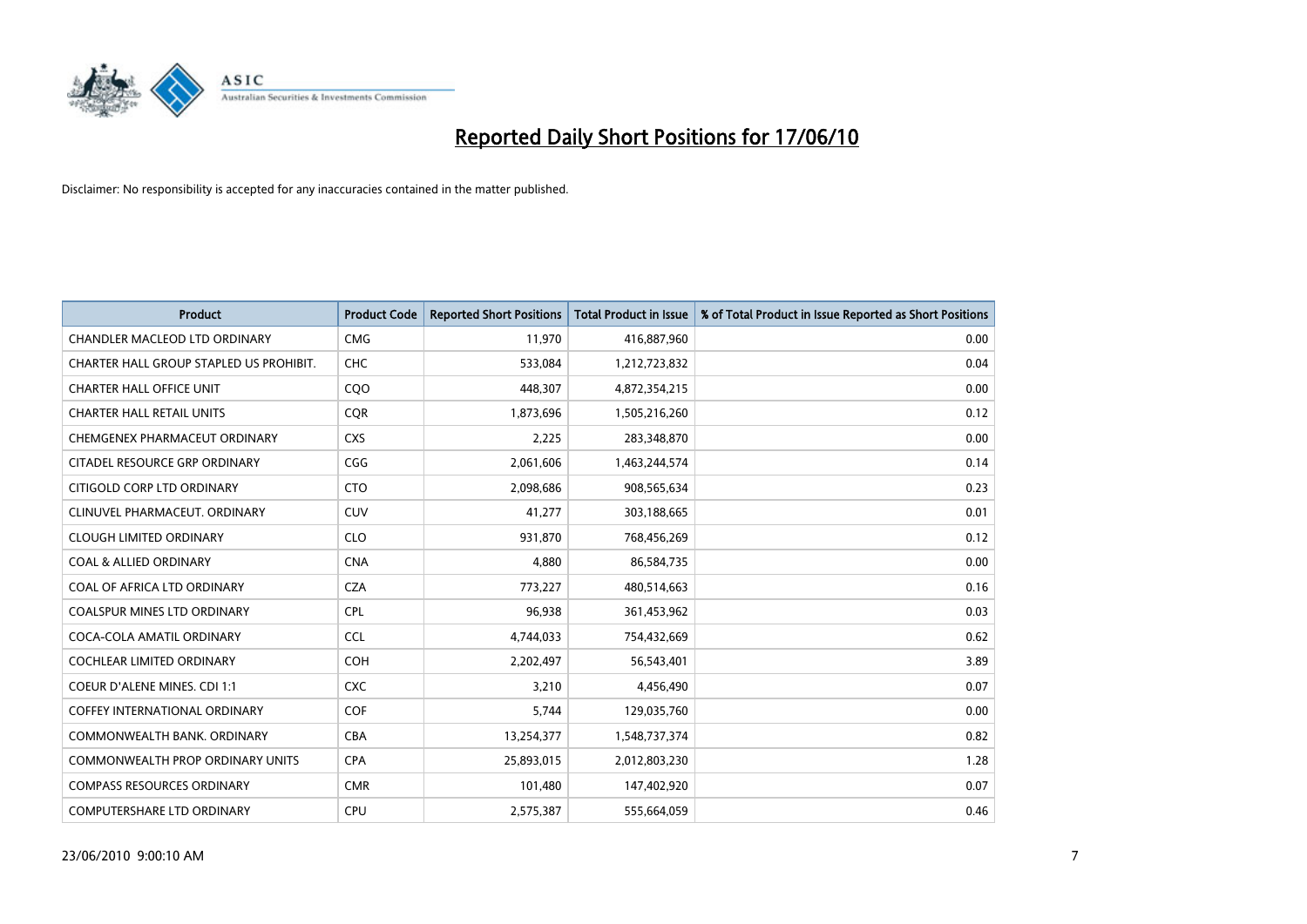# Reported Daily Short Positions for 17/06/10

Disclaimer: No responsibility is accepted for any inaccuracies contained in the matter published.

| Product | Product Code | Reported Short Positions | Total Product in Issue | % of Total Product in Issue Reported as Short Positions |
|---|---|---|---|---|
| CHANDLER MACLEOD LTD ORDINARY | CMG | 11,970 | 416,887,960 | 0.00 |
| CHARTER HALL GROUP STAPLED US PROHIBIT. | CHC | 533,084 | 1,212,723,832 | 0.04 |
| CHARTER HALL OFFICE UNIT | CQO | 448,307 | 4,872,354,215 | 0.00 |
| CHARTER HALL RETAIL UNITS | CQR | 1,873,696 | 1,505,216,260 | 0.12 |
| CHEMGENEX PHARMACEUT ORDINARY | CXS | 2,225 | 283,348,870 | 0.00 |
| CITADEL RESOURCE GRP ORDINARY | CGG | 2,061,606 | 1,463,244,574 | 0.14 |
| CITIGOLD CORP LTD ORDINARY | CTO | 2,098,686 | 908,565,634 | 0.23 |
| CLINUVEL PHARMACEUT. ORDINARY | CUV | 41,277 | 303,188,665 | 0.01 |
| CLOUGH LIMITED ORDINARY | CLO | 931,870 | 768,456,269 | 0.12 |
| COAL & ALLIED ORDINARY | CNA | 4,880 | 86,584,735 | 0.00 |
| COAL OF AFRICA LTD ORDINARY | CZA | 773,227 | 480,514,663 | 0.16 |
| COALSPUR MINES LTD ORDINARY | CPL | 96,938 | 361,453,962 | 0.03 |
| COCA-COLA AMATIL ORDINARY | CCL | 4,744,033 | 754,432,669 | 0.62 |
| COCHLEAR LIMITED ORDINARY | COH | 2,202,497 | 56,543,401 | 3.89 |
| COEUR D'ALENE MINES. CDI 1:1 | CXC | 3,210 | 4,456,490 | 0.07 |
| COFFEY INTERNATIONAL ORDINARY | COF | 5,744 | 129,035,760 | 0.00 |
| COMMONWEALTH BANK. ORDINARY | CBA | 13,254,377 | 1,548,737,374 | 0.82 |
| COMMONWEALTH PROP ORDINARY UNITS | CPA | 25,893,015 | 2,012,803,230 | 1.28 |
| COMPASS RESOURCES ORDINARY | CMR | 101,480 | 147,402,920 | 0.07 |
| COMPUTERSHARE LTD ORDINARY | CPU | 2,575,387 | 555,664,059 | 0.46 |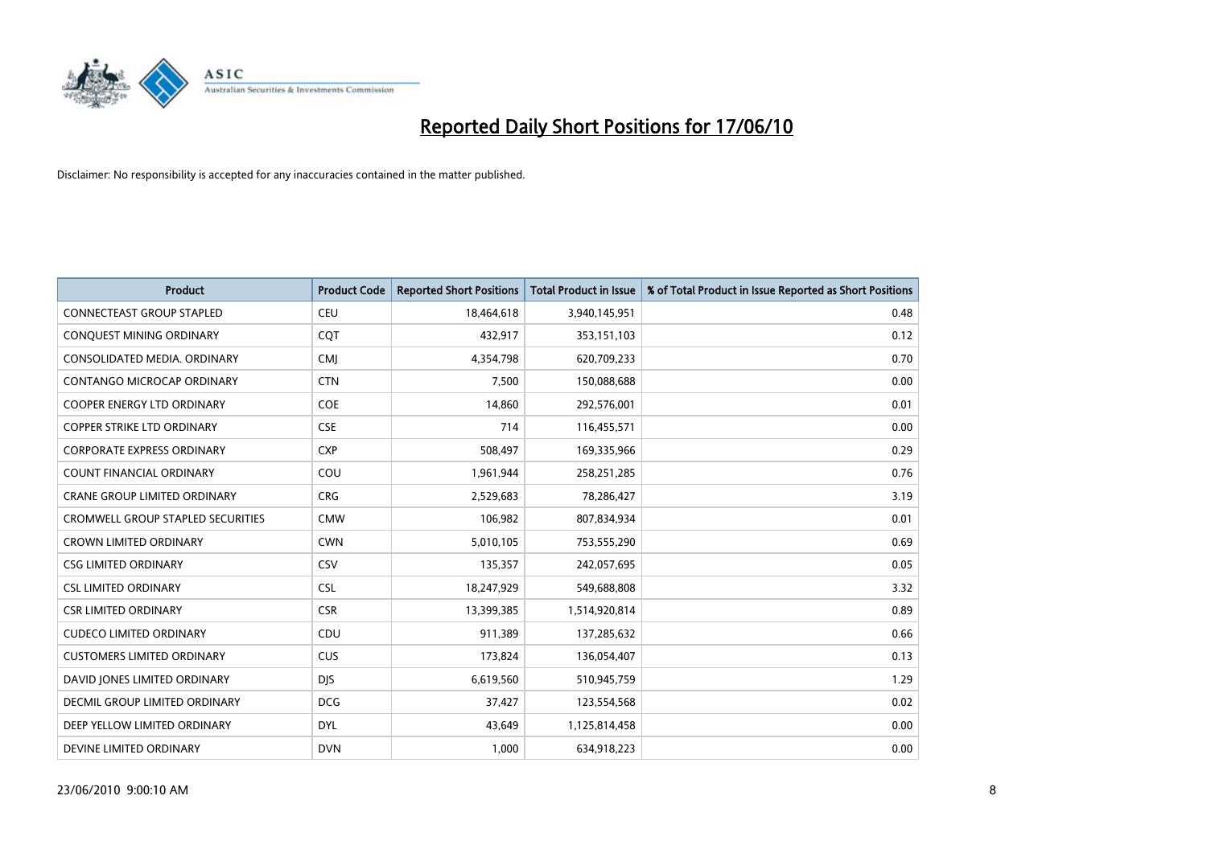# Reported Daily Short Positions for 17/06/10

Disclaimer: No responsibility is accepted for any inaccuracies contained in the matter published.

| Product | Product Code | Reported Short Positions | Total Product in Issue | % of Total Product in Issue Reported as Short Positions |
|---|---|---|---|---|
| CONNECTEAST GROUP STAPLED | CEU | 18,464,618 | 3,940,145,951 | 0.48 |
| CONQUEST MINING ORDINARY | CQT | 432,917 | 353,151,103 | 0.12 |
| CONSOLIDATED MEDIA. ORDINARY | CMJ | 4,354,798 | 620,709,233 | 0.70 |
| CONTANGO MICROCAP ORDINARY | CTN | 7,500 | 150,088,688 | 0.00 |
| COOPER ENERGY LTD ORDINARY | COE | 14,860 | 292,576,001 | 0.01 |
| COPPER STRIKE LTD ORDINARY | CSE | 714 | 116,455,571 | 0.00 |
| CORPORATE EXPRESS ORDINARY | CXP | 508,497 | 169,335,966 | 0.29 |
| COUNT FINANCIAL ORDINARY | COU | 1,961,944 | 258,251,285 | 0.76 |
| CRANE GROUP LIMITED ORDINARY | CRG | 2,529,683 | 78,286,427 | 3.19 |
| CROMWELL GROUP STAPLED SECURITIES | CMW | 106,982 | 807,834,934 | 0.01 |
| CROWN LIMITED ORDINARY | CWN | 5,010,105 | 753,555,290 | 0.69 |
| CSG LIMITED ORDINARY | CSV | 135,357 | 242,057,695 | 0.05 |
| CSL LIMITED ORDINARY | CSL | 18,247,929 | 549,688,808 | 3.32 |
| CSR LIMITED ORDINARY | CSR | 13,399,385 | 1,514,920,814 | 0.89 |
| CUDECO LIMITED ORDINARY | CDU | 911,389 | 137,285,632 | 0.66 |
| CUSTOMERS LIMITED ORDINARY | CUS | 173,824 | 136,054,407 | 0.13 |
| DAVID JONES LIMITED ORDINARY | DJS | 6,619,560 | 510,945,759 | 1.29 |
| DECMIL GROUP LIMITED ORDINARY | DCG | 37,427 | 123,554,568 | 0.02 |
| DEEP YELLOW LIMITED ORDINARY | DYL | 43,649 | 1,125,814,458 | 0.00 |
| DEVINE LIMITED ORDINARY | DVN | 1,000 | 634,918,223 | 0.00 |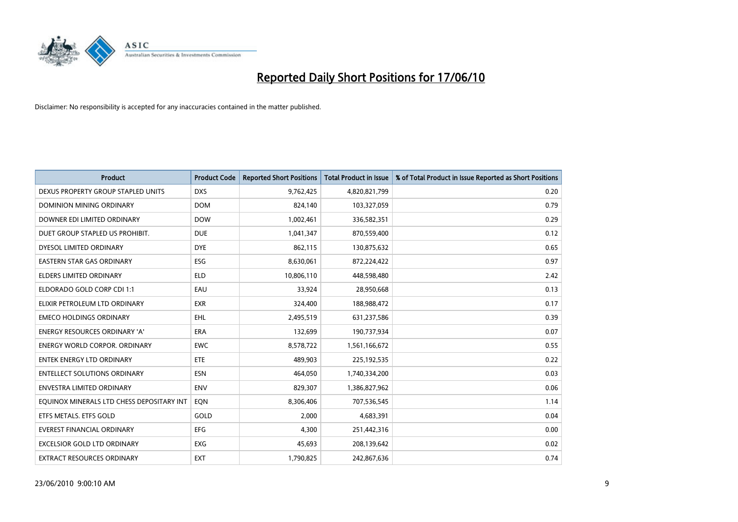# Reported Daily Short Positions for 17/06/10

Disclaimer: No responsibility is accepted for any inaccuracies contained in the matter published.

| Product | Product Code | Reported Short Positions | Total Product in Issue | % of Total Product in Issue Reported as Short Positions |
|---|---|---|---|---|
| DEXUS PROPERTY GROUP STAPLED UNITS | DXS | 9,762,425 | 4,820,821,799 | 0.20 |
| DOMINION MINING ORDINARY | DOM | 824,140 | 103,327,059 | 0.79 |
| DOWNER EDI LIMITED ORDINARY | DOW | 1,002,461 | 336,582,351 | 0.29 |
| DUET GROUP STAPLED US PROHIBIT. | DUE | 1,041,347 | 870,559,400 | 0.12 |
| DYESOL LIMITED ORDINARY | DYE | 862,115 | 130,875,632 | 0.65 |
| EASTERN STAR GAS ORDINARY | ESG | 8,630,061 | 872,224,422 | 0.97 |
| ELDERS LIMITED ORDINARY | ELD | 10,806,110 | 448,598,480 | 2.42 |
| ELDORADO GOLD CORP CDI 1:1 | EAU | 33,924 | 28,950,668 | 0.13 |
| ELIXIR PETROLEUM LTD ORDINARY | EXR | 324,400 | 188,988,472 | 0.17 |
| EMECO HOLDINGS ORDINARY | EHL | 2,495,519 | 631,237,586 | 0.39 |
| ENERGY RESOURCES ORDINARY 'A' | ERA | 132,699 | 190,737,934 | 0.07 |
| ENERGY WORLD CORPOR. ORDINARY | EWC | 8,578,722 | 1,561,166,672 | 0.55 |
| ENTEK ENERGY LTD ORDINARY | ETE | 489,903 | 225,192,535 | 0.22 |
| ENTELLECT SOLUTIONS ORDINARY | ESN | 464,050 | 1,740,334,200 | 0.03 |
| ENVESTRA LIMITED ORDINARY | ENV | 829,307 | 1,386,827,962 | 0.06 |
| EQUINOX MINERALS LTD CHESS DEPOSITARY INT | EQN | 8,306,406 | 707,536,545 | 1.14 |
| ETFS METALS. ETFS GOLD | GOLD | 2,000 | 4,683,391 | 0.04 |
| EVEREST FINANCIAL ORDINARY | EFG | 4,300 | 251,442,316 | 0.00 |
| EXCELSIOR GOLD LTD ORDINARY | EXG | 45,693 | 208,139,642 | 0.02 |
| EXTRACT RESOURCES ORDINARY | EXT | 1,790,825 | 242,867,636 | 0.74 |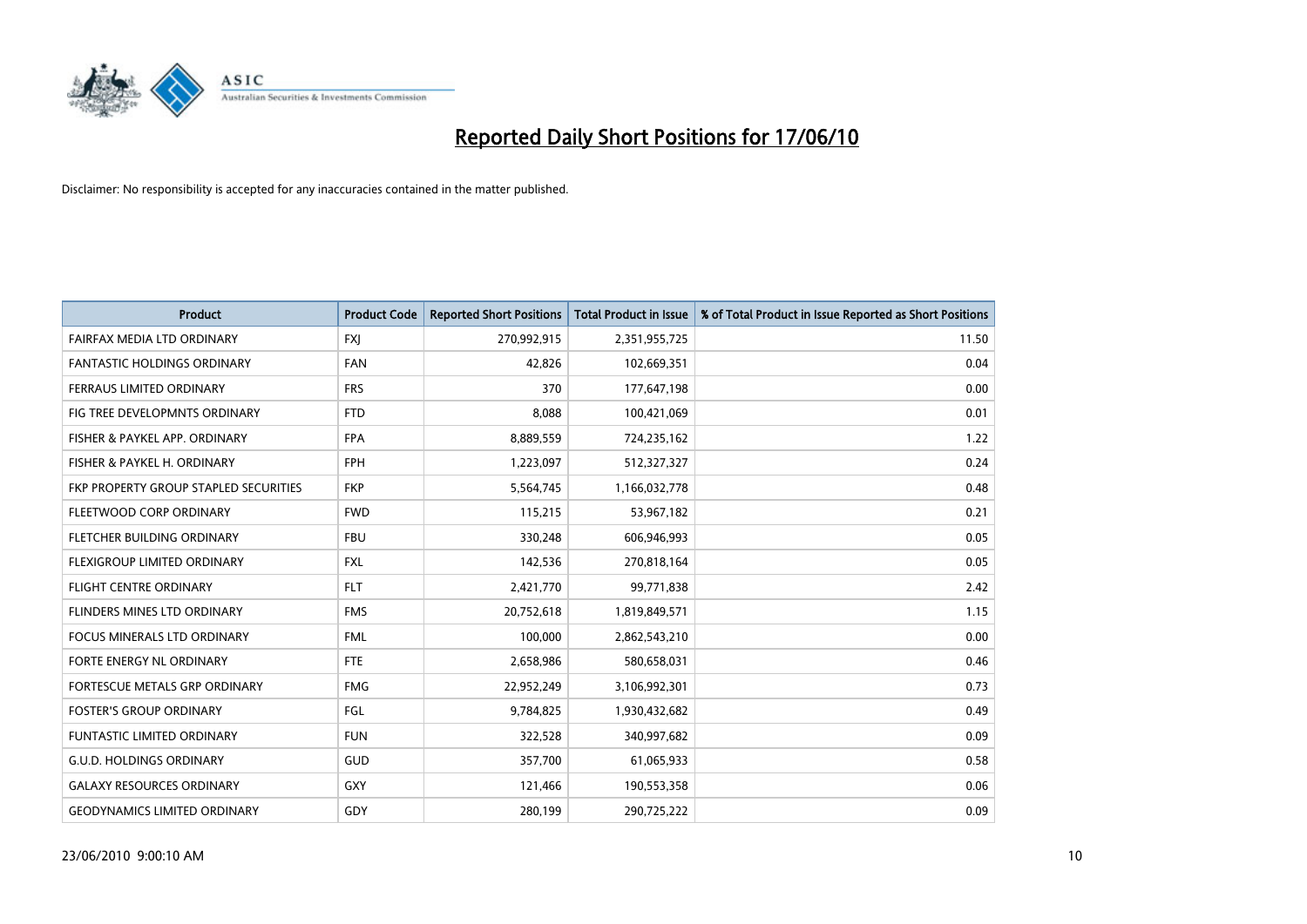# Reported Daily Short Positions for 17/06/10

Disclaimer: No responsibility is accepted for any inaccuracies contained in the matter published.

| Product | Product Code | Reported Short Positions | Total Product in Issue | % of Total Product in Issue Reported as Short Positions |
|---|---|---|---|---|
| FAIRFAX MEDIA LTD ORDINARY | FXJ | 270,992,915 | 2,351,955,725 | 11.50 |
| FANTASTIC HOLDINGS ORDINARY | FAN | 42,826 | 102,669,351 | 0.04 |
| FERRAUS LIMITED ORDINARY | FRS | 370 | 177,647,198 | 0.00 |
| FIG TREE DEVELOPMNTS ORDINARY | FTD | 8,088 | 100,421,069 | 0.01 |
| FISHER & PAYKEL APP. ORDINARY | FPA | 8,889,559 | 724,235,162 | 1.22 |
| FISHER & PAYKEL H. ORDINARY | FPH | 1,223,097 | 512,327,327 | 0.24 |
| FKP PROPERTY GROUP STAPLED SECURITIES | FKP | 5,564,745 | 1,166,032,778 | 0.48 |
| FLEETWOOD CORP ORDINARY | FWD | 115,215 | 53,967,182 | 0.21 |
| FLETCHER BUILDING ORDINARY | FBU | 330,248 | 606,946,993 | 0.05 |
| FLEXIGROUP LIMITED ORDINARY | FXL | 142,536 | 270,818,164 | 0.05 |
| FLIGHT CENTRE ORDINARY | FLT | 2,421,770 | 99,771,838 | 2.42 |
| FLINDERS MINES LTD ORDINARY | FMS | 20,752,618 | 1,819,849,571 | 1.15 |
| FOCUS MINERALS LTD ORDINARY | FML | 100,000 | 2,862,543,210 | 0.00 |
| FORTE ENERGY NL ORDINARY | FTE | 2,658,986 | 580,658,031 | 0.46 |
| FORTESCUE METALS GRP ORDINARY | FMG | 22,952,249 | 3,106,992,301 | 0.73 |
| FOSTER'S GROUP ORDINARY | FGL | 9,784,825 | 1,930,432,682 | 0.49 |
| FUNTASTIC LIMITED ORDINARY | FUN | 322,528 | 340,997,682 | 0.09 |
| G.U.D. HOLDINGS ORDINARY | GUD | 357,700 | 61,065,933 | 0.58 |
| GALAXY RESOURCES ORDINARY | GXY | 121,466 | 190,553,358 | 0.06 |
| GEODYNAMICS LIMITED ORDINARY | GDY | 280,199 | 290,725,222 | 0.09 |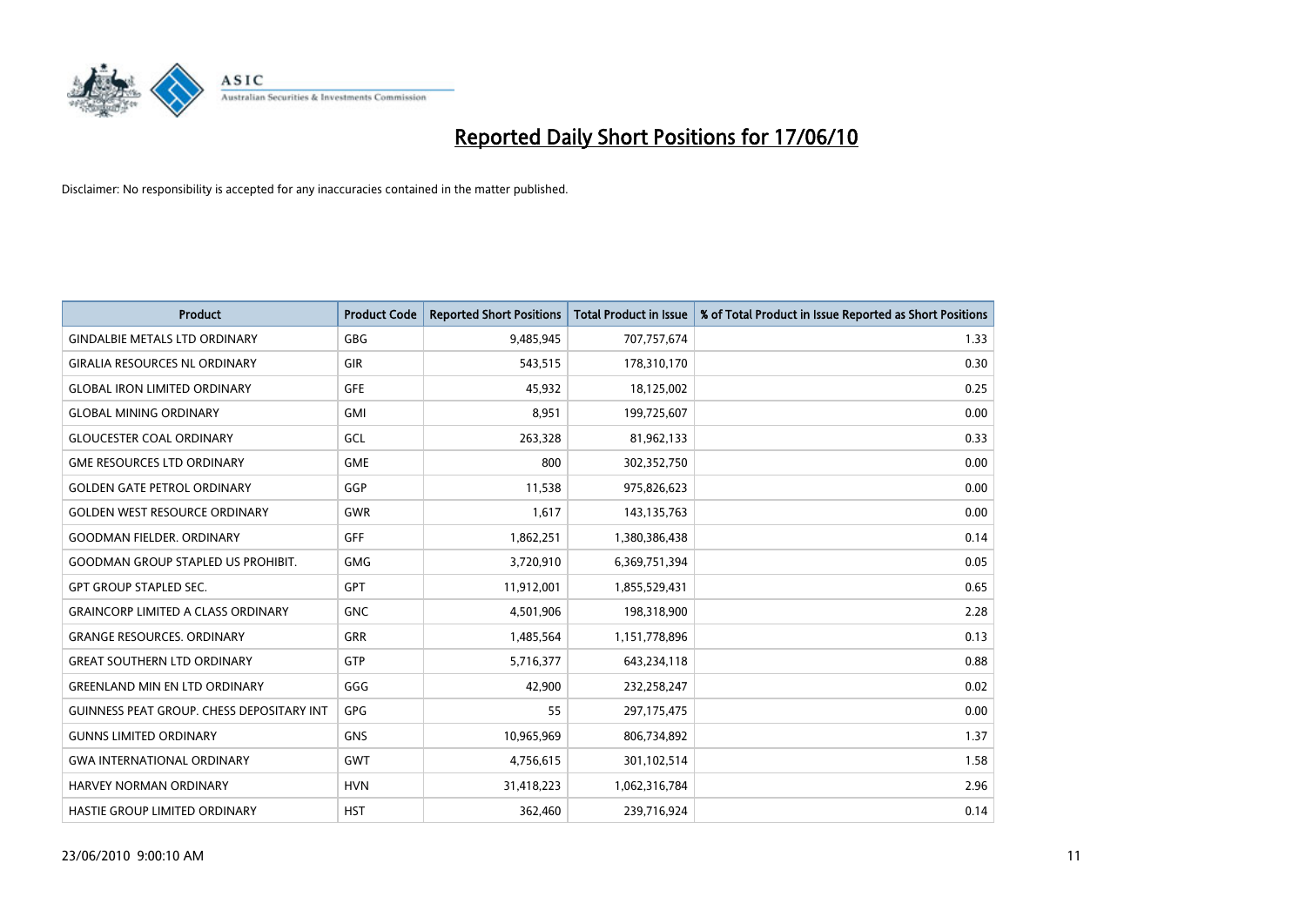# Reported Daily Short Positions for 17/06/10

Disclaimer: No responsibility is accepted for any inaccuracies contained in the matter published.

| Product | Product Code | Reported Short Positions | Total Product in Issue | % of Total Product in Issue Reported as Short Positions |
|---|---|---|---|---|
| GINDALBIE METALS LTD ORDINARY | GBG | 9,485,945 | 707,757,674 | 1.33 |
| GIRALIA RESOURCES NL ORDINARY | GIR | 543,515 | 178,310,170 | 0.30 |
| GLOBAL IRON LIMITED ORDINARY | GFE | 45,932 | 18,125,002 | 0.25 |
| GLOBAL MINING ORDINARY | GMI | 8,951 | 199,725,607 | 0.00 |
| GLOUCESTER COAL ORDINARY | GCL | 263,328 | 81,962,133 | 0.33 |
| GME RESOURCES LTD ORDINARY | GME | 800 | 302,352,750 | 0.00 |
| GOLDEN GATE PETROL ORDINARY | GGP | 11,538 | 975,826,623 | 0.00 |
| GOLDEN WEST RESOURCE ORDINARY | GWR | 1,617 | 143,135,763 | 0.00 |
| GOODMAN FIELDER. ORDINARY | GFF | 1,862,251 | 1,380,386,438 | 0.14 |
| GOODMAN GROUP STAPLED US PROHIBIT. | GMG | 3,720,910 | 6,369,751,394 | 0.05 |
| GPT GROUP STAPLED SEC. | GPT | 11,912,001 | 1,855,529,431 | 0.65 |
| GRAINCORP LIMITED A CLASS ORDINARY | GNC | 4,501,906 | 198,318,900 | 2.28 |
| GRANGE RESOURCES. ORDINARY | GRR | 1,485,564 | 1,151,778,896 | 0.13 |
| GREAT SOUTHERN LTD ORDINARY | GTP | 5,716,377 | 643,234,118 | 0.88 |
| GREENLAND MIN EN LTD ORDINARY | GGG | 42,900 | 232,258,247 | 0.02 |
| GUINNESS PEAT GROUP. CHESS DEPOSITARY INT | GPG | 55 | 297,175,475 | 0.00 |
| GUNNS LIMITED ORDINARY | GNS | 10,965,969 | 806,734,892 | 1.37 |
| GWA INTERNATIONAL ORDINARY | GWT | 4,756,615 | 301,102,514 | 1.58 |
| HARVEY NORMAN ORDINARY | HVN | 31,418,223 | 1,062,316,784 | 2.96 |
| HASTIE GROUP LIMITED ORDINARY | HST | 362,460 | 239,716,924 | 0.14 |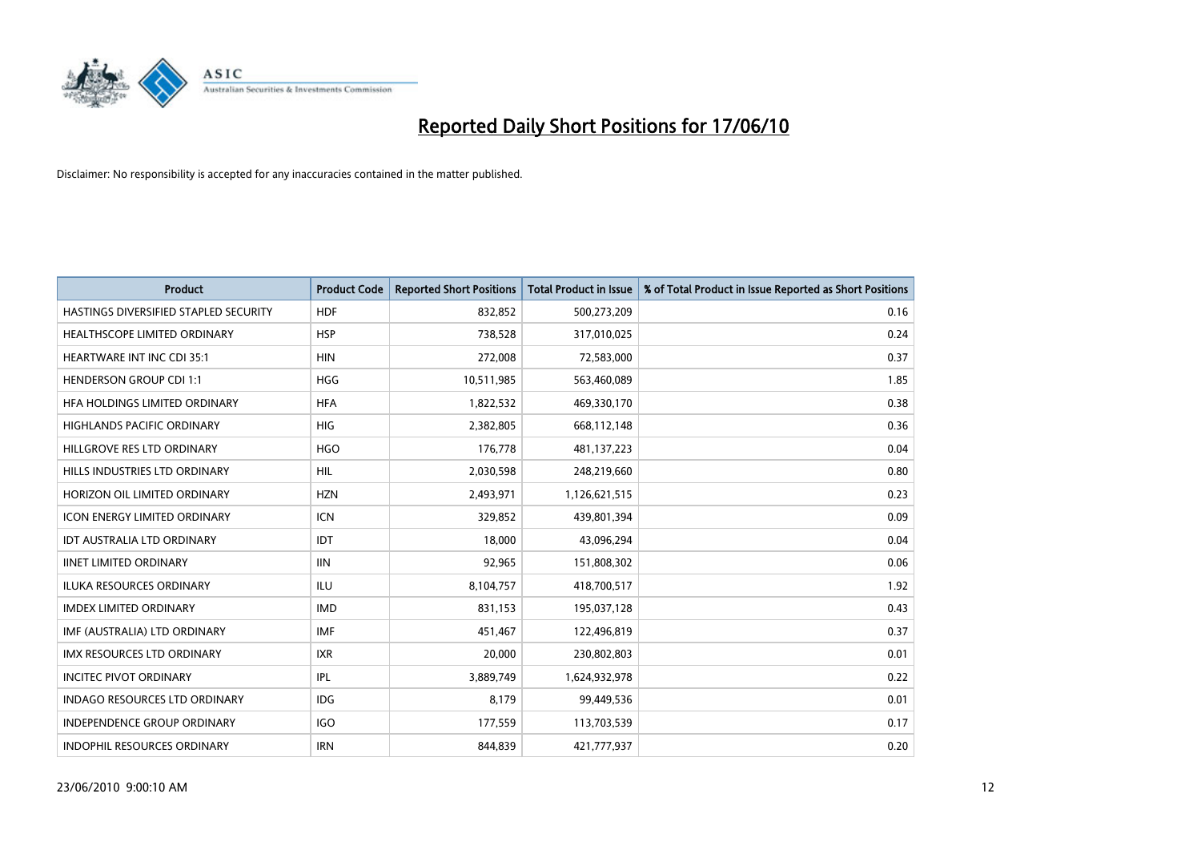# Reported Daily Short Positions for 17/06/10

Disclaimer: No responsibility is accepted for any inaccuracies contained in the matter published.

| Product | Product Code | Reported Short Positions | Total Product in Issue | % of Total Product in Issue Reported as Short Positions |
|---|---|---|---|---|
| HASTINGS DIVERSIFIED STAPLED SECURITY | HDF | 832,852 | 500,273,209 | 0.16 |
| HEALTHSCOPE LIMITED ORDINARY | HSP | 738,528 | 317,010,025 | 0.24 |
| HEARTWARE INT INC CDI 35:1 | HIN | 272,008 | 72,583,000 | 0.37 |
| HENDERSON GROUP CDI 1:1 | HGG | 10,511,985 | 563,460,089 | 1.85 |
| HFA HOLDINGS LIMITED ORDINARY | HFA | 1,822,532 | 469,330,170 | 0.38 |
| HIGHLANDS PACIFIC ORDINARY | HIG | 2,382,805 | 668,112,148 | 0.36 |
| HILLGROVE RES LTD ORDINARY | HGO | 176,778 | 481,137,223 | 0.04 |
| HILLS INDUSTRIES LTD ORDINARY | HIL | 2,030,598 | 248,219,660 | 0.80 |
| HORIZON OIL LIMITED ORDINARY | HZN | 2,493,971 | 1,126,621,515 | 0.23 |
| ICON ENERGY LIMITED ORDINARY | ICN | 329,852 | 439,801,394 | 0.09 |
| IDT AUSTRALIA LTD ORDINARY | IDT | 18,000 | 43,096,294 | 0.04 |
| IINET LIMITED ORDINARY | IIN | 92,965 | 151,808,302 | 0.06 |
| ILUKA RESOURCES ORDINARY | ILU | 8,104,757 | 418,700,517 | 1.92 |
| IMDEX LIMITED ORDINARY | IMD | 831,153 | 195,037,128 | 0.43 |
| IMF (AUSTRALIA) LTD ORDINARY | IMF | 451,467 | 122,496,819 | 0.37 |
| IMX RESOURCES LTD ORDINARY | IXR | 20,000 | 230,802,803 | 0.01 |
| INCITEC PIVOT ORDINARY | IPL | 3,889,749 | 1,624,932,978 | 0.22 |
| INDAGO RESOURCES LTD ORDINARY | IDG | 8,179 | 99,449,536 | 0.01 |
| INDEPENDENCE GROUP ORDINARY | IGO | 177,559 | 113,703,539 | 0.17 |
| INDOPHIL RESOURCES ORDINARY | IRN | 844,839 | 421,777,937 | 0.20 |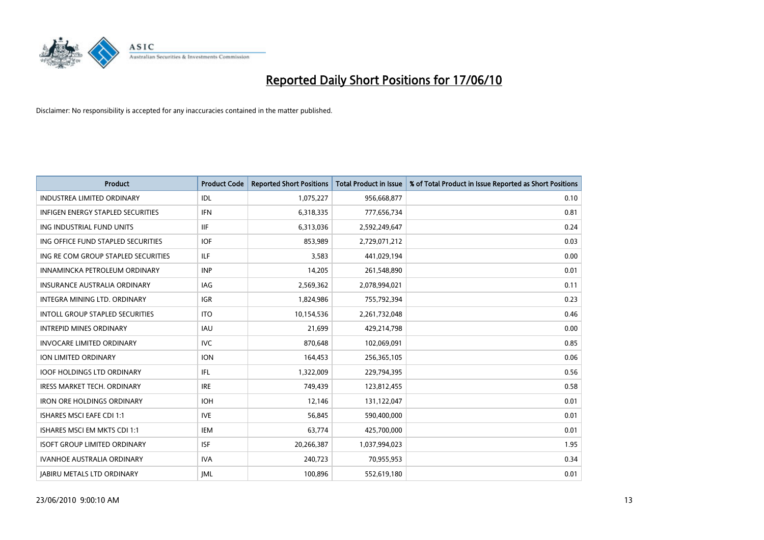# Reported Daily Short Positions for 17/06/10

Disclaimer: No responsibility is accepted for any inaccuracies contained in the matter published.

| Product | Product Code | Reported Short Positions | Total Product in Issue | % of Total Product in Issue Reported as Short Positions |
|---|---|---|---|---|
| INDUSTREA LIMITED ORDINARY | IDL | 1,075,227 | 956,668,877 | 0.10 |
| INFIGEN ENERGY STAPLED SECURITIES | IFN | 6,318,335 | 777,656,734 | 0.81 |
| ING INDUSTRIAL FUND UNITS | IIF | 6,313,036 | 2,592,249,647 | 0.24 |
| ING OFFICE FUND STAPLED SECURITIES | IOF | 853,989 | 2,729,071,212 | 0.03 |
| ING RE COM GROUP STAPLED SECURITIES | ILF | 3,583 | 441,029,194 | 0.00 |
| INNAMINCKA PETROLEUM ORDINARY | INP | 14,205 | 261,548,890 | 0.01 |
| INSURANCE AUSTRALIA ORDINARY | IAG | 2,569,362 | 2,078,994,021 | 0.11 |
| INTEGRA MINING LTD. ORDINARY | IGR | 1,824,986 | 755,792,394 | 0.23 |
| INTOLL GROUP STAPLED SECURITIES | ITO | 10,154,536 | 2,261,732,048 | 0.46 |
| INTREPID MINES ORDINARY | IAU | 21,699 | 429,214,798 | 0.00 |
| INVOCARE LIMITED ORDINARY | IVC | 870,648 | 102,069,091 | 0.85 |
| ION LIMITED ORDINARY | ION | 164,453 | 256,365,105 | 0.06 |
| IOOF HOLDINGS LTD ORDINARY | IFL | 1,322,009 | 229,794,395 | 0.56 |
| IRESS MARKET TECH. ORDINARY | IRE | 749,439 | 123,812,455 | 0.58 |
| IRON ORE HOLDINGS ORDINARY | IOH | 12,146 | 131,122,047 | 0.01 |
| ISHARES MSCI EAFE CDI 1:1 | IVE | 56,845 | 590,400,000 | 0.01 |
| ISHARES MSCI EM MKTS CDI 1:1 | IEM | 63,774 | 425,700,000 | 0.01 |
| ISOFT GROUP LIMITED ORDINARY | ISF | 20,266,387 | 1,037,994,023 | 1.95 |
| IVANHOE AUSTRALIA ORDINARY | IVA | 240,723 | 70,955,953 | 0.34 |
| JABIRU METALS LTD ORDINARY | JML | 100,896 | 552,619,180 | 0.01 |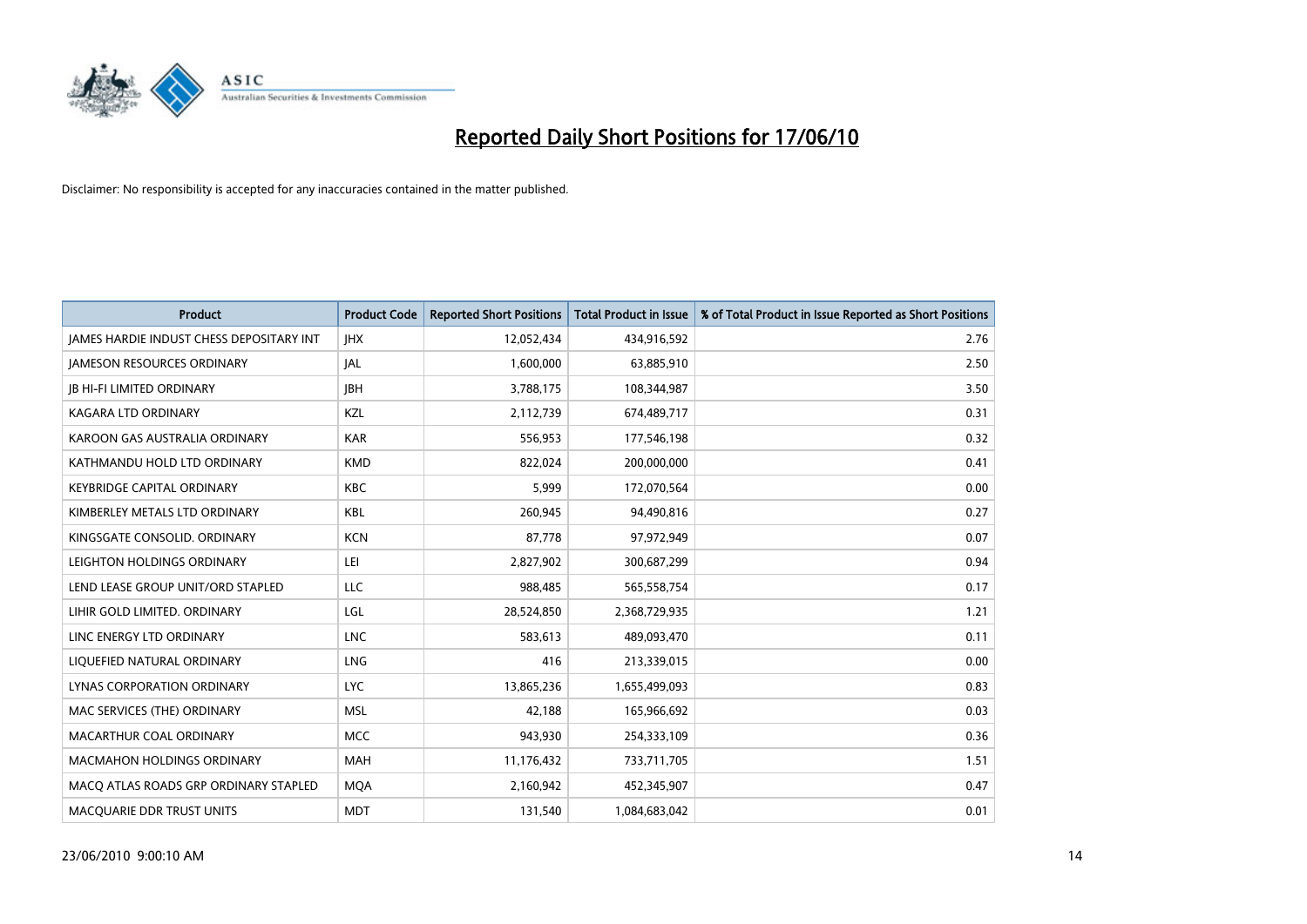# Reported Daily Short Positions for 17/06/10

Disclaimer: No responsibility is accepted for any inaccuracies contained in the matter published.

| Product | Product Code | Reported Short Positions | Total Product in Issue | % of Total Product in Issue Reported as Short Positions |
|---|---|---|---|---|
| JAMES HARDIE INDUST CHESS DEPOSITARY INT | JHX | 12,052,434 | 434,916,592 | 2.76 |
| JAMESON RESOURCES ORDINARY | JAL | 1,600,000 | 63,885,910 | 2.50 |
| JB HI-FI LIMITED ORDINARY | JBH | 3,788,175 | 108,344,987 | 3.50 |
| KAGARA LTD ORDINARY | KZL | 2,112,739 | 674,489,717 | 0.31 |
| KAROON GAS AUSTRALIA ORDINARY | KAR | 556,953 | 177,546,198 | 0.32 |
| KATHMANDU HOLD LTD ORDINARY | KMD | 822,024 | 200,000,000 | 0.41 |
| KEYBRIDGE CAPITAL ORDINARY | KBC | 5,999 | 172,070,564 | 0.00 |
| KIMBERLEY METALS LTD ORDINARY | KBL | 260,945 | 94,490,816 | 0.27 |
| KINGSGATE CONSOLID. ORDINARY | KCN | 87,778 | 97,972,949 | 0.07 |
| LEIGHTON HOLDINGS ORDINARY | LEI | 2,827,902 | 300,687,299 | 0.94 |
| LEND LEASE GROUP UNIT/ORD STAPLED | LLC | 988,485 | 565,558,754 | 0.17 |
| LIHIR GOLD LIMITED. ORDINARY | LGL | 28,524,850 | 2,368,729,935 | 1.21 |
| LINC ENERGY LTD ORDINARY | LNC | 583,613 | 489,093,470 | 0.11 |
| LIQUEFIED NATURAL ORDINARY | LNG | 416 | 213,339,015 | 0.00 |
| LYNAS CORPORATION ORDINARY | LYC | 13,865,236 | 1,655,499,093 | 0.83 |
| MAC SERVICES (THE) ORDINARY | MSL | 42,188 | 165,966,692 | 0.03 |
| MACARTHUR COAL ORDINARY | MCC | 943,930 | 254,333,109 | 0.36 |
| MACMAHON HOLDINGS ORDINARY | MAH | 11,176,432 | 733,711,705 | 1.51 |
| MACQ ATLAS ROADS GRP ORDINARY STAPLED | MQA | 2,160,942 | 452,345,907 | 0.47 |
| MACQUARIE DDR TRUST UNITS | MDT | 131,540 | 1,084,683,042 | 0.01 |

23/06/2010 9:00:10 AM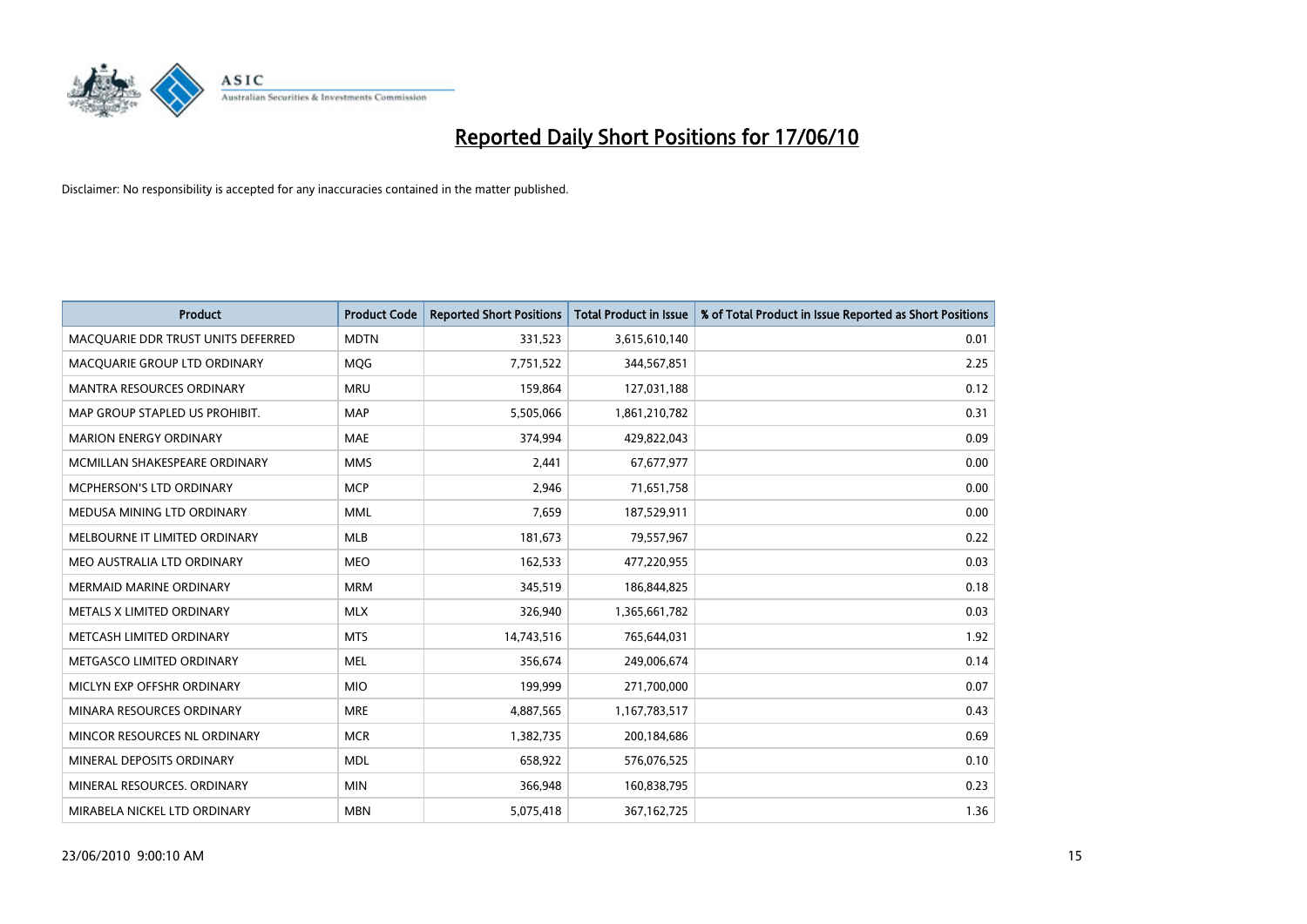# Reported Daily Short Positions for 17/06/10

Disclaimer: No responsibility is accepted for any inaccuracies contained in the matter published.

| Product | Product Code | Reported Short Positions | Total Product in Issue | % of Total Product in Issue Reported as Short Positions |
|---|---|---|---|---|
| MACQUARIE DDR TRUST UNITS DEFERRED | MDTN | 331,523 | 3,615,610,140 | 0.01 |
| MACQUARIE GROUP LTD ORDINARY | MQG | 7,751,522 | 344,567,851 | 2.25 |
| MANTRA RESOURCES ORDINARY | MRU | 159,864 | 127,031,188 | 0.12 |
| MAP GROUP STAPLED US PROHIBIT. | MAP | 5,505,066 | 1,861,210,782 | 0.31 |
| MARION ENERGY ORDINARY | MAE | 374,994 | 429,822,043 | 0.09 |
| MCMILLAN SHAKESPEARE ORDINARY | MMS | 2,441 | 67,677,977 | 0.00 |
| MCPHERSON'S LTD ORDINARY | MCP | 2,946 | 71,651,758 | 0.00 |
| MEDUSA MINING LTD ORDINARY | MML | 7,659 | 187,529,911 | 0.00 |
| MELBOURNE IT LIMITED ORDINARY | MLB | 181,673 | 79,557,967 | 0.22 |
| MEO AUSTRALIA LTD ORDINARY | MEO | 162,533 | 477,220,955 | 0.03 |
| MERMAID MARINE ORDINARY | MRM | 345,519 | 186,844,825 | 0.18 |
| METALS X LIMITED ORDINARY | MLX | 326,940 | 1,365,661,782 | 0.03 |
| METCASH LIMITED ORDINARY | MTS | 14,743,516 | 765,644,031 | 1.92 |
| METGASCO LIMITED ORDINARY | MEL | 356,674 | 249,006,674 | 0.14 |
| MICLYN EXP OFFSHR ORDINARY | MIO | 199,999 | 271,700,000 | 0.07 |
| MINARA RESOURCES ORDINARY | MRE | 4,887,565 | 1,167,783,517 | 0.43 |
| MINCOR RESOURCES NL ORDINARY | MCR | 1,382,735 | 200,184,686 | 0.69 |
| MINERAL DEPOSITS ORDINARY | MDL | 658,922 | 576,076,525 | 0.10 |
| MINERAL RESOURCES. ORDINARY | MIN | 366,948 | 160,838,795 | 0.23 |
| MIRABELA NICKEL LTD ORDINARY | MBN | 5,075,418 | 367,162,725 | 1.36 |

23/06/2010 9:00:10 AM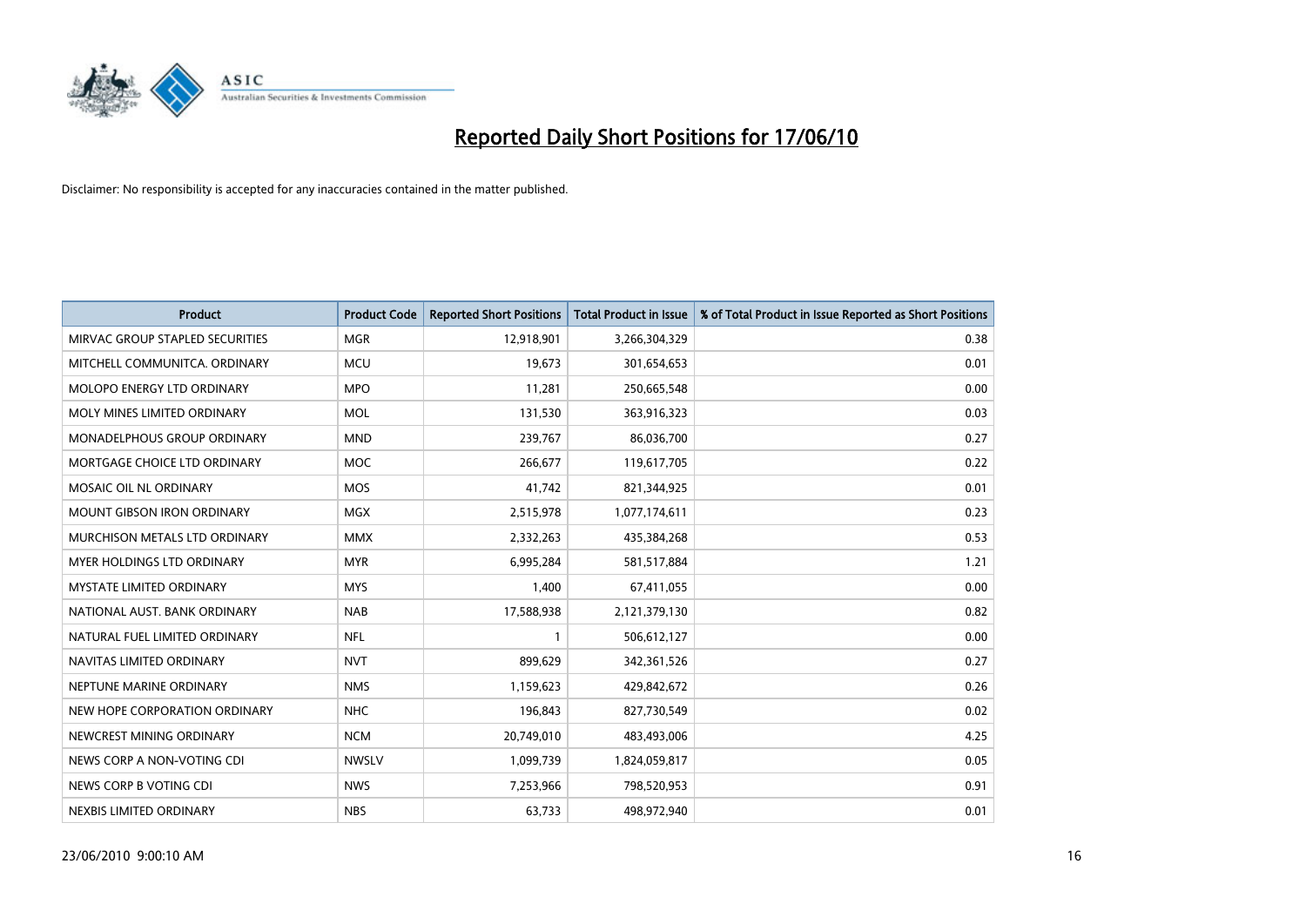# Reported Daily Short Positions for 17/06/10

Disclaimer: No responsibility is accepted for any inaccuracies contained in the matter published.

| Product | Product Code | Reported Short Positions | Total Product in Issue | % of Total Product in Issue Reported as Short Positions |
|---|---|---|---|---|
| MIRVAC GROUP STAPLED SECURITIES | MGR | 12,918,901 | 3,266,304,329 | 0.38 |
| MITCHELL COMMUNITCA. ORDINARY | MCU | 19,673 | 301,654,653 | 0.01 |
| MOLOPO ENERGY LTD ORDINARY | MPO | 11,281 | 250,665,548 | 0.00 |
| MOLY MINES LIMITED ORDINARY | MOL | 131,530 | 363,916,323 | 0.03 |
| MONADELPHOUS GROUP ORDINARY | MND | 239,767 | 86,036,700 | 0.27 |
| MORTGAGE CHOICE LTD ORDINARY | MOC | 266,677 | 119,617,705 | 0.22 |
| MOSAIC OIL NL ORDINARY | MOS | 41,742 | 821,344,925 | 0.01 |
| MOUNT GIBSON IRON ORDINARY | MGX | 2,515,978 | 1,077,174,611 | 0.23 |
| MURCHISON METALS LTD ORDINARY | MMX | 2,332,263 | 435,384,268 | 0.53 |
| MYER HOLDINGS LTD ORDINARY | MYR | 6,995,284 | 581,517,884 | 1.21 |
| MYSTATE LIMITED ORDINARY | MYS | 1,400 | 67,411,055 | 0.00 |
| NATIONAL AUST. BANK ORDINARY | NAB | 17,588,938 | 2,121,379,130 | 0.82 |
| NATURAL FUEL LIMITED ORDINARY | NFL | 1 | 506,612,127 | 0.00 |
| NAVITAS LIMITED ORDINARY | NVT | 899,629 | 342,361,526 | 0.27 |
| NEPTUNE MARINE ORDINARY | NMS | 1,159,623 | 429,842,672 | 0.26 |
| NEW HOPE CORPORATION ORDINARY | NHC | 196,843 | 827,730,549 | 0.02 |
| NEWCREST MINING ORDINARY | NCM | 20,749,010 | 483,493,006 | 4.25 |
| NEWS CORP A NON-VOTING CDI | NWSLV | 1,099,739 | 1,824,059,817 | 0.05 |
| NEWS CORP B VOTING CDI | NWS | 7,253,966 | 798,520,953 | 0.91 |
| NEXBIS LIMITED ORDINARY | NBS | 63,733 | 498,972,940 | 0.01 |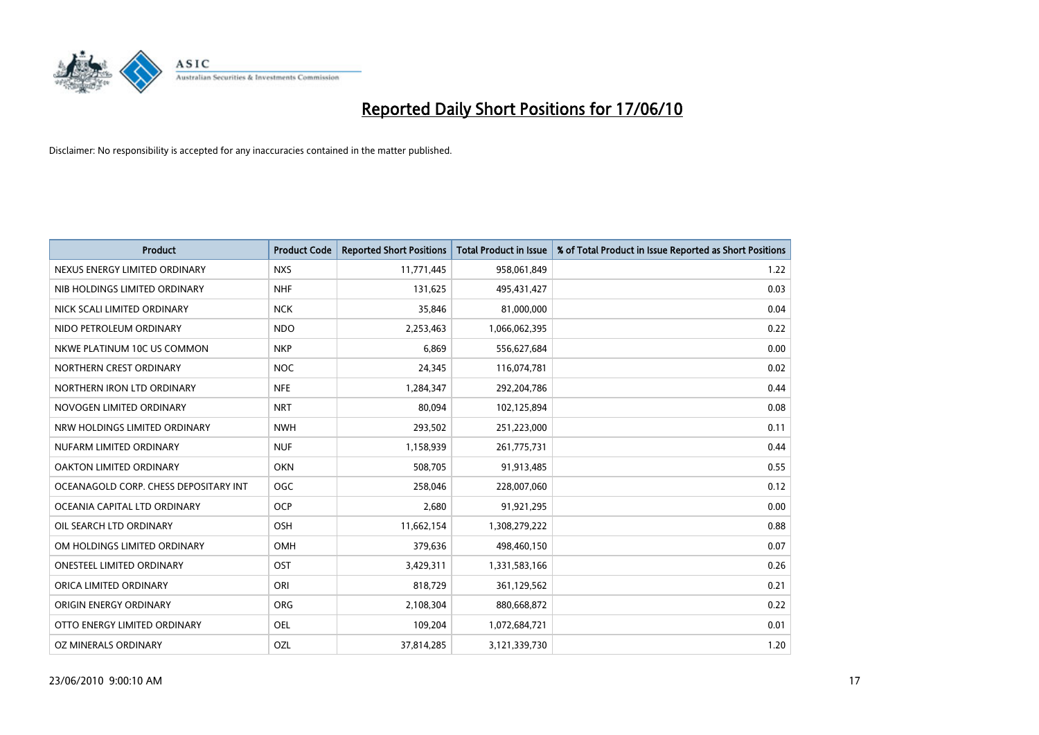# Reported Daily Short Positions for 17/06/10

Disclaimer: No responsibility is accepted for any inaccuracies contained in the matter published.

| Product | Product Code | Reported Short Positions | Total Product in Issue | % of Total Product in Issue Reported as Short Positions |
|---|---|---|---|---|
| NEXUS ENERGY LIMITED ORDINARY | NXS | 11,771,445 | 958,061,849 | 1.22 |
| NIB HOLDINGS LIMITED ORDINARY | NHF | 131,625 | 495,431,427 | 0.03 |
| NICK SCALI LIMITED ORDINARY | NCK | 35,846 | 81,000,000 | 0.04 |
| NIDO PETROLEUM ORDINARY | NDO | 2,253,463 | 1,066,062,395 | 0.22 |
| NKWE PLATINUM 10C US COMMON | NKP | 6,869 | 556,627,684 | 0.00 |
| NORTHERN CREST ORDINARY | NOC | 24,345 | 116,074,781 | 0.02 |
| NORTHERN IRON LTD ORDINARY | NFE | 1,284,347 | 292,204,786 | 0.44 |
| NOVOGEN LIMITED ORDINARY | NRT | 80,094 | 102,125,894 | 0.08 |
| NRW HOLDINGS LIMITED ORDINARY | NWH | 293,502 | 251,223,000 | 0.11 |
| NUFARM LIMITED ORDINARY | NUF | 1,158,939 | 261,775,731 | 0.44 |
| OAKTON LIMITED ORDINARY | OKN | 508,705 | 91,913,485 | 0.55 |
| OCEANAGOLD CORP. CHESS DEPOSITARY INT | OGC | 258,046 | 228,007,060 | 0.12 |
| OCEANIA CAPITAL LTD ORDINARY | OCP | 2,680 | 91,921,295 | 0.00 |
| OIL SEARCH LTD ORDINARY | OSH | 11,662,154 | 1,308,279,222 | 0.88 |
| OM HOLDINGS LIMITED ORDINARY | OMH | 379,636 | 498,460,150 | 0.07 |
| ONESTEEL LIMITED ORDINARY | OST | 3,429,311 | 1,331,583,166 | 0.26 |
| ORICA LIMITED ORDINARY | ORI | 818,729 | 361,129,562 | 0.21 |
| ORIGIN ENERGY ORDINARY | ORG | 2,108,304 | 880,668,872 | 0.22 |
| OTTO ENERGY LIMITED ORDINARY | OEL | 109,204 | 1,072,684,721 | 0.01 |
| OZ MINERALS ORDINARY | OZL | 37,814,285 | 3,121,339,730 | 1.20 |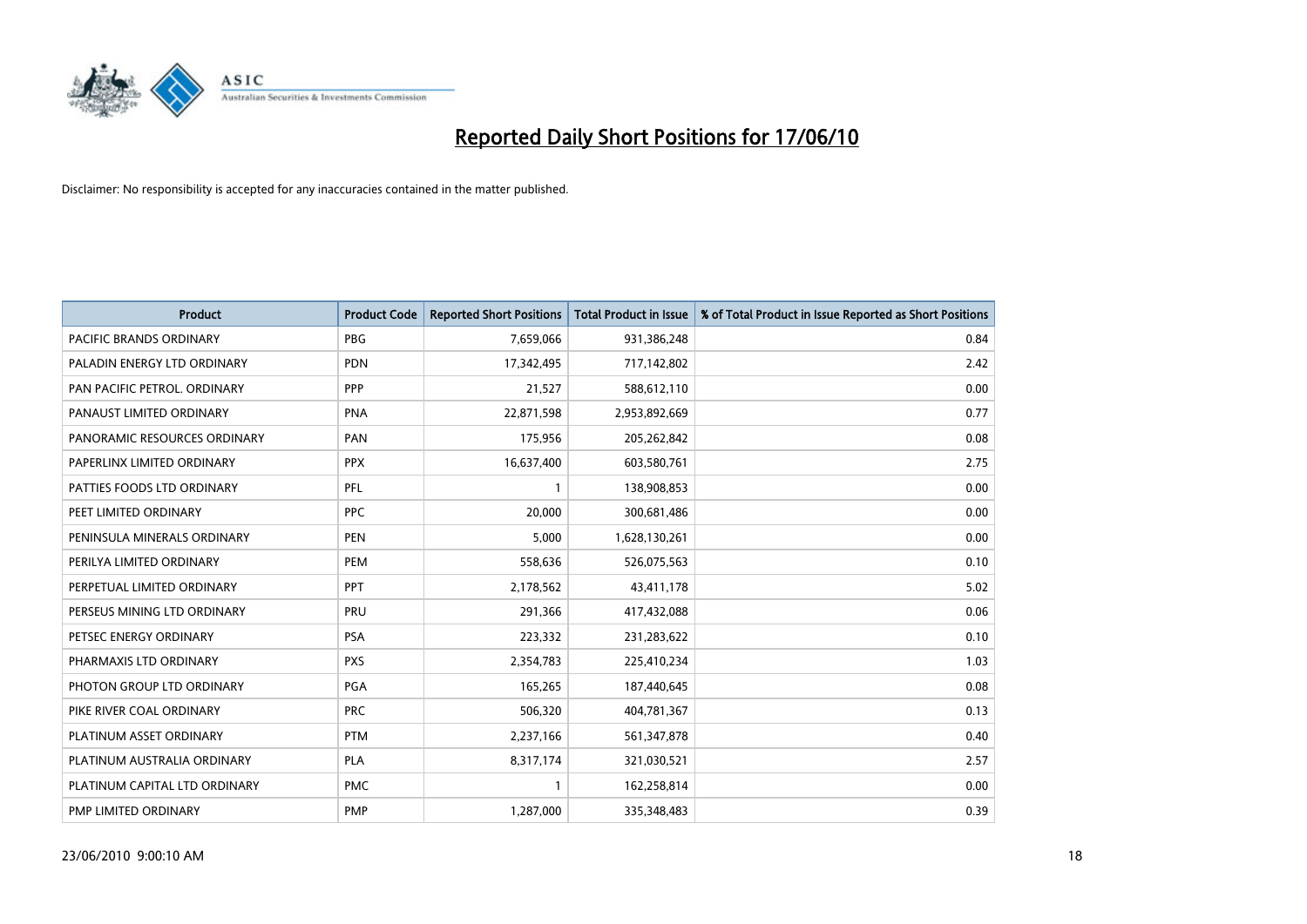# Reported Daily Short Positions for 17/06/10

Disclaimer: No responsibility is accepted for any inaccuracies contained in the matter published.

| Product | Product Code | Reported Short Positions | Total Product in Issue | % of Total Product in Issue Reported as Short Positions |
|---|---|---|---|---|
| PACIFIC BRANDS ORDINARY | PBG | 7,659,066 | 931,386,248 | 0.84 |
| PALADIN ENERGY LTD ORDINARY | PDN | 17,342,495 | 717,142,802 | 2.42 |
| PAN PACIFIC PETROL. ORDINARY | PPP | 21,527 | 588,612,110 | 0.00 |
| PANAUST LIMITED ORDINARY | PNA | 22,871,598 | 2,953,892,669 | 0.77 |
| PANORAMIC RESOURCES ORDINARY | PAN | 175,956 | 205,262,842 | 0.08 |
| PAPERLINX LIMITED ORDINARY | PPX | 16,637,400 | 603,580,761 | 2.75 |
| PATTIES FOODS LTD ORDINARY | PFL | 1 | 138,908,853 | 0.00 |
| PEET LIMITED ORDINARY | PPC | 20,000 | 300,681,486 | 0.00 |
| PENINSULA MINERALS ORDINARY | PEN | 5,000 | 1,628,130,261 | 0.00 |
| PERILYA LIMITED ORDINARY | PEM | 558,636 | 526,075,563 | 0.10 |
| PERPETUAL LIMITED ORDINARY | PPT | 2,178,562 | 43,411,178 | 5.02 |
| PERSEUS MINING LTD ORDINARY | PRU | 291,366 | 417,432,088 | 0.06 |
| PETSEC ENERGY ORDINARY | PSA | 223,332 | 231,283,622 | 0.10 |
| PHARMAXIS LTD ORDINARY | PXS | 2,354,783 | 225,410,234 | 1.03 |
| PHOTON GROUP LTD ORDINARY | PGA | 165,265 | 187,440,645 | 0.08 |
| PIKE RIVER COAL ORDINARY | PRC | 506,320 | 404,781,367 | 0.13 |
| PLATINUM ASSET ORDINARY | PTM | 2,237,166 | 561,347,878 | 0.40 |
| PLATINUM AUSTRALIA ORDINARY | PLA | 8,317,174 | 321,030,521 | 2.57 |
| PLATINUM CAPITAL LTD ORDINARY | PMC | 1 | 162,258,814 | 0.00 |
| PMP LIMITED ORDINARY | PMP | 1,287,000 | 335,348,483 | 0.39 |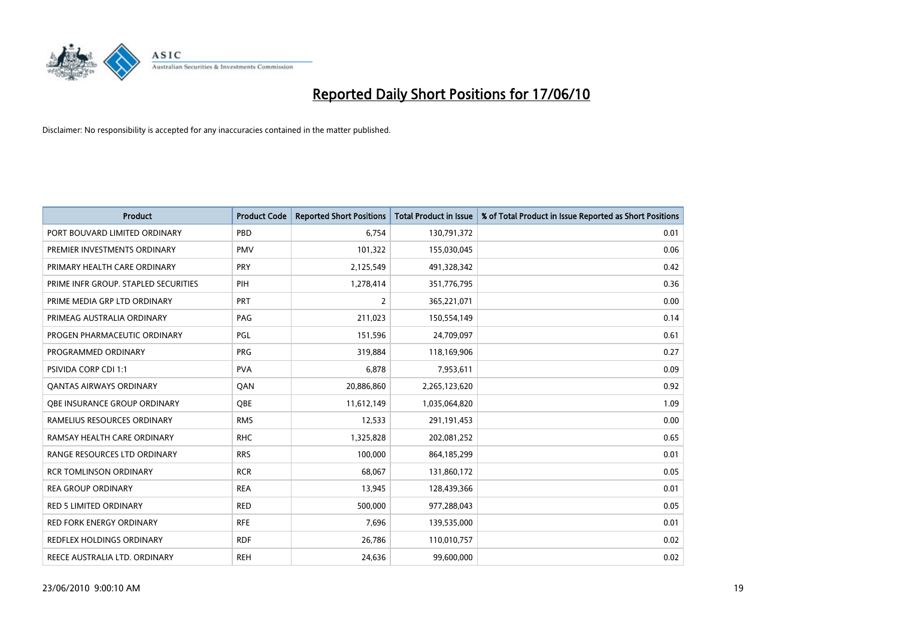# Reported Daily Short Positions for 17/06/10

Disclaimer: No responsibility is accepted for any inaccuracies contained in the matter published.

| Product | Product Code | Reported Short Positions | Total Product in Issue | % of Total Product in Issue Reported as Short Positions |
|---|---|---|---|---|
| PORT BOUVARD LIMITED ORDINARY | PBD | 6,754 | 130,791,372 | 0.01 |
| PREMIER INVESTMENTS ORDINARY | PMV | 101,322 | 155,030,045 | 0.06 |
| PRIMARY HEALTH CARE ORDINARY | PRY | 2,125,549 | 491,328,342 | 0.42 |
| PRIME INFR GROUP. STAPLED SECURITIES | PIH | 1,278,414 | 351,776,795 | 0.36 |
| PRIME MEDIA GRP LTD ORDINARY | PRT | 2 | 365,221,071 | 0.00 |
| PRIMEAG AUSTRALIA ORDINARY | PAG | 211,023 | 150,554,149 | 0.14 |
| PROGEN PHARMACEUTIC ORDINARY | PGL | 151,596 | 24,709,097 | 0.61 |
| PROGRAMMED ORDINARY | PRG | 319,884 | 118,169,906 | 0.27 |
| PSIVIDA CORP CDI 1:1 | PVA | 6,878 | 7,953,611 | 0.09 |
| QANTAS AIRWAYS ORDINARY | QAN | 20,886,860 | 2,265,123,620 | 0.92 |
| QBE INSURANCE GROUP ORDINARY | QBE | 11,612,149 | 1,035,064,820 | 1.09 |
| RAMELIUS RESOURCES ORDINARY | RMS | 12,533 | 291,191,453 | 0.00 |
| RAMSAY HEALTH CARE ORDINARY | RHC | 1,325,828 | 202,081,252 | 0.65 |
| RANGE RESOURCES LTD ORDINARY | RRS | 100,000 | 864,185,299 | 0.01 |
| RCR TOMLINSON ORDINARY | RCR | 68,067 | 131,860,172 | 0.05 |
| REA GROUP ORDINARY | REA | 13,945 | 128,439,366 | 0.01 |
| RED 5 LIMITED ORDINARY | RED | 500,000 | 977,288,043 | 0.05 |
| RED FORK ENERGY ORDINARY | RFE | 7,696 | 139,535,000 | 0.01 |
| REDFLEX HOLDINGS ORDINARY | RDF | 26,786 | 110,010,757 | 0.02 |
| REECE AUSTRALIA LTD. ORDINARY | REH | 24,636 | 99,600,000 | 0.02 |

23/06/2010 9:00:10 AM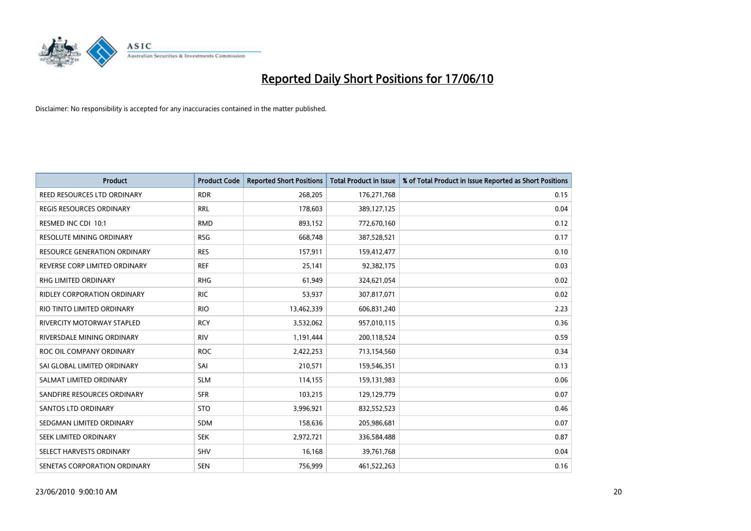# Reported Daily Short Positions for 17/06/10

Disclaimer: No responsibility is accepted for any inaccuracies contained in the matter published.

| Product | Product Code | Reported Short Positions | Total Product in Issue | % of Total Product in Issue Reported as Short Positions |
|---|---|---|---|---|
| REED RESOURCES LTD ORDINARY | RDR | 268,205 | 176,271,768 | 0.15 |
| REGIS RESOURCES ORDINARY | RRL | 178,603 | 389,127,125 | 0.04 |
| RESMED INC CDI 10:1 | RMD | 893,152 | 772,670,160 | 0.12 |
| RESOLUTE MINING ORDINARY | RSG | 668,748 | 387,528,521 | 0.17 |
| RESOURCE GENERATION ORDINARY | RES | 157,911 | 159,412,477 | 0.10 |
| REVERSE CORP LIMITED ORDINARY | REF | 25,141 | 92,382,175 | 0.03 |
| RHG LIMITED ORDINARY | RHG | 61,949 | 324,621,054 | 0.02 |
| RIDLEY CORPORATION ORDINARY | RIC | 53,937 | 307,817,071 | 0.02 |
| RIO TINTO LIMITED ORDINARY | RIO | 13,462,339 | 606,831,240 | 2.23 |
| RIVERCITY MOTORWAY STAPLED | RCY | 3,532,062 | 957,010,115 | 0.36 |
| RIVERSDALE MINING ORDINARY | RIV | 1,191,444 | 200,118,524 | 0.59 |
| ROC OIL COMPANY ORDINARY | ROC | 2,422,253 | 713,154,560 | 0.34 |
| SAI GLOBAL LIMITED ORDINARY | SAI | 210,571 | 159,546,351 | 0.13 |
| SALMAT LIMITED ORDINARY | SLM | 114,155 | 159,131,983 | 0.06 |
| SANDFIRE RESOURCES ORDINARY | SFR | 103,215 | 129,129,779 | 0.07 |
| SANTOS LTD ORDINARY | STO | 3,996,921 | 832,552,523 | 0.46 |
| SEDGMAN LIMITED ORDINARY | SDM | 158,636 | 205,986,681 | 0.07 |
| SEEK LIMITED ORDINARY | SEK | 2,972,721 | 336,584,488 | 0.87 |
| SELECT HARVESTS ORDINARY | SHV | 16,168 | 39,761,768 | 0.04 |
| SENETAS CORPORATION ORDINARY | SEN | 756,999 | 461,522,263 | 0.16 |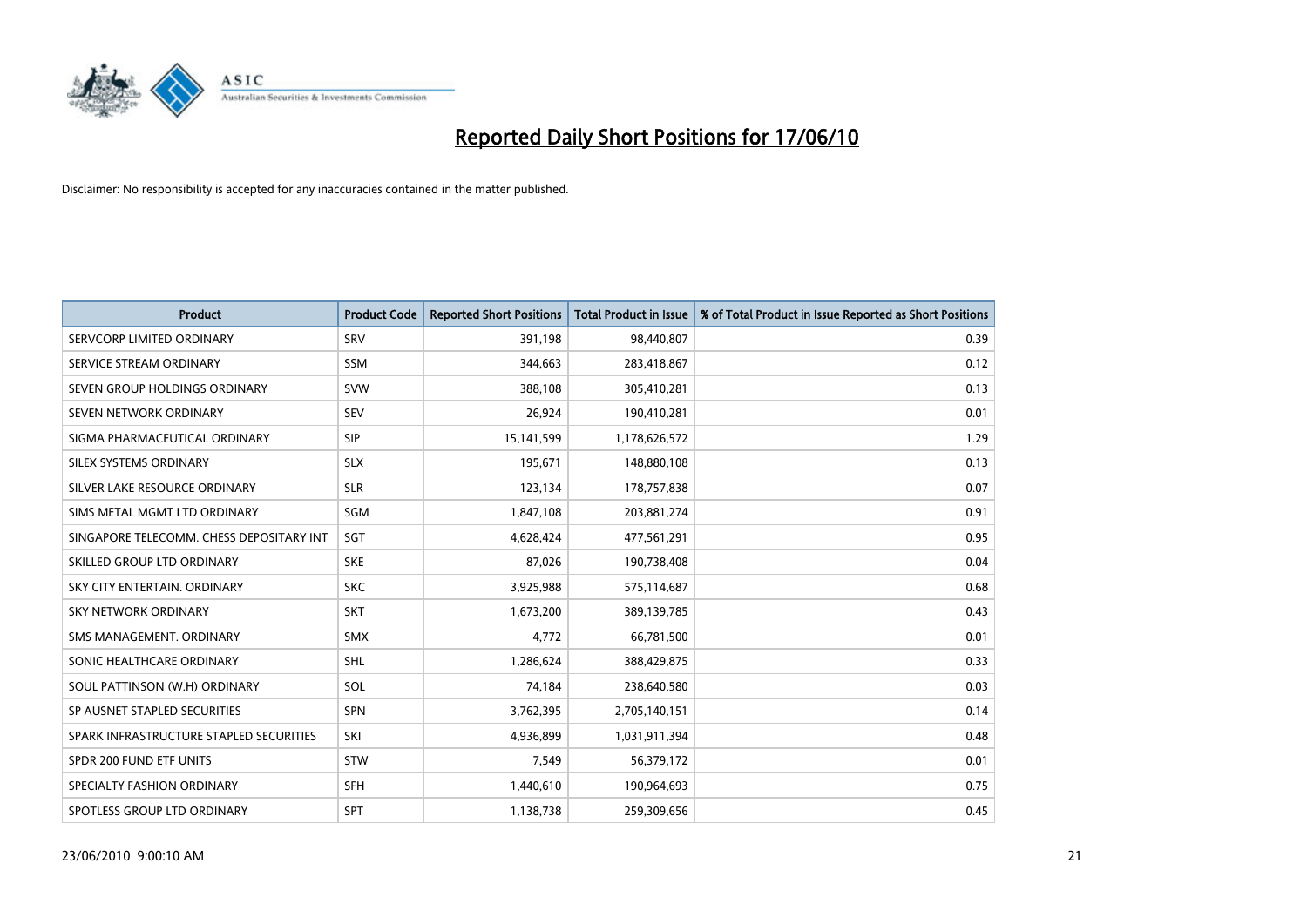# Reported Daily Short Positions for 17/06/10

Disclaimer: No responsibility is accepted for any inaccuracies contained in the matter published.

| Product | Product Code | Reported Short Positions | Total Product in Issue | % of Total Product in Issue Reported as Short Positions |
|---|---|---|---|---|
| SERVCORP LIMITED ORDINARY | SRV | 391,198 | 98,440,807 | 0.39 |
| SERVICE STREAM ORDINARY | SSM | 344,663 | 283,418,867 | 0.12 |
| SEVEN GROUP HOLDINGS ORDINARY | SVW | 388,108 | 305,410,281 | 0.13 |
| SEVEN NETWORK ORDINARY | SEV | 26,924 | 190,410,281 | 0.01 |
| SIGMA PHARMACEUTICAL ORDINARY | SIP | 15,141,599 | 1,178,626,572 | 1.29 |
| SILEX SYSTEMS ORDINARY | SLX | 195,671 | 148,880,108 | 0.13 |
| SILVER LAKE RESOURCE ORDINARY | SLR | 123,134 | 178,757,838 | 0.07 |
| SIMS METAL MGMT LTD ORDINARY | SGM | 1,847,108 | 203,881,274 | 0.91 |
| SINGAPORE TELECOMM. CHESS DEPOSITARY INT | SGT | 4,628,424 | 477,561,291 | 0.95 |
| SKILLED GROUP LTD ORDINARY | SKE | 87,026 | 190,738,408 | 0.04 |
| SKY CITY ENTERTAIN. ORDINARY | SKC | 3,925,988 | 575,114,687 | 0.68 |
| SKY NETWORK ORDINARY | SKT | 1,673,200 | 389,139,785 | 0.43 |
| SMS MANAGEMENT. ORDINARY | SMX | 4,772 | 66,781,500 | 0.01 |
| SONIC HEALTHCARE ORDINARY | SHL | 1,286,624 | 388,429,875 | 0.33 |
| SOUL PATTINSON (W.H) ORDINARY | SOL | 74,184 | 238,640,580 | 0.03 |
| SP AUSNET STAPLED SECURITIES | SPN | 3,762,395 | 2,705,140,151 | 0.14 |
| SPARK INFRASTRUCTURE STAPLED SECURITIES | SKI | 4,936,899 | 1,031,911,394 | 0.48 |
| SPDR 200 FUND ETF UNITS | STW | 7,549 | 56,379,172 | 0.01 |
| SPECIALTY FASHION ORDINARY | SFH | 1,440,610 | 190,964,693 | 0.75 |
| SPOTLESS GROUP LTD ORDINARY | SPT | 1,138,738 | 259,309,656 | 0.45 |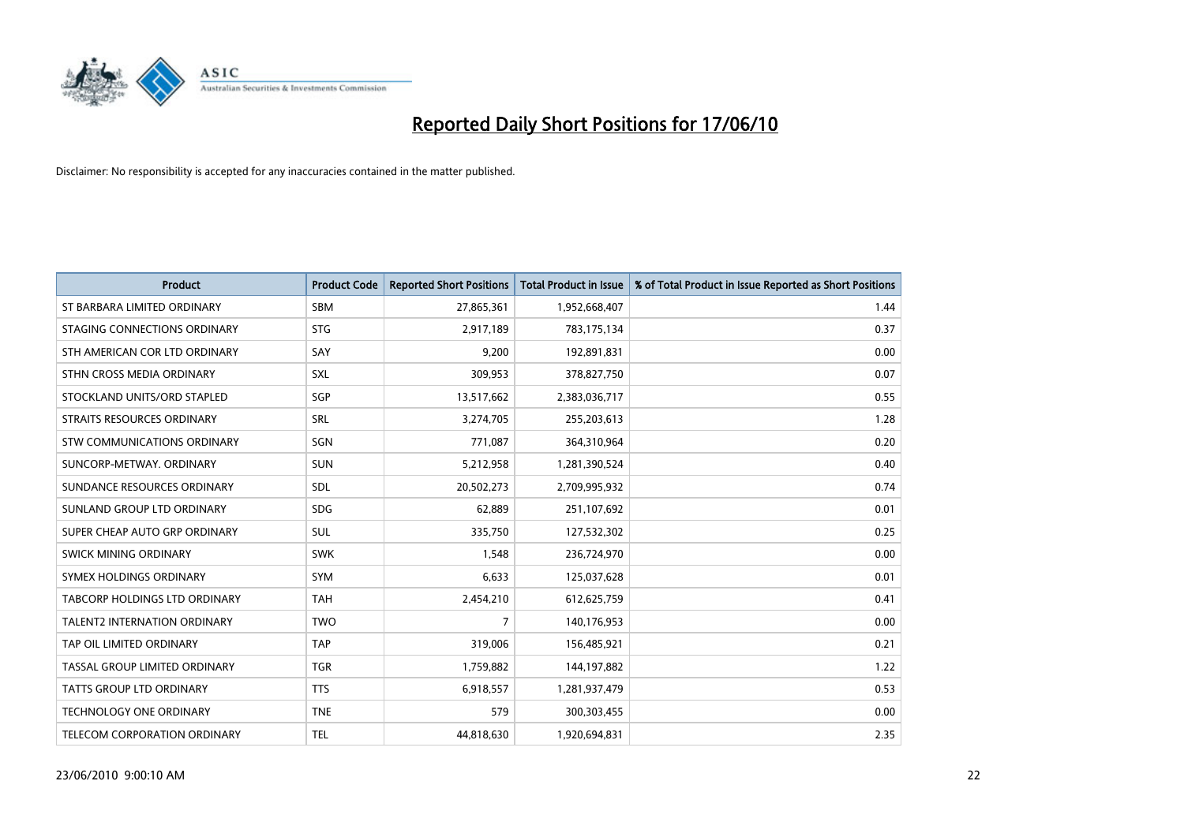# Reported Daily Short Positions for 17/06/10

Disclaimer: No responsibility is accepted for any inaccuracies contained in the matter published.

| Product | Product Code | Reported Short Positions | Total Product in Issue | % of Total Product in Issue Reported as Short Positions |
|---|---|---|---|---|
| ST BARBARA LIMITED ORDINARY | SBM | 27,865,361 | 1,952,668,407 | 1.44 |
| STAGING CONNECTIONS ORDINARY | STG | 2,917,189 | 783,175,134 | 0.37 |
| STH AMERICAN COR LTD ORDINARY | SAY | 9,200 | 192,891,831 | 0.00 |
| STHN CROSS MEDIA ORDINARY | SXL | 309,953 | 378,827,750 | 0.07 |
| STOCKLAND UNITS/ORD STAPLED | SGP | 13,517,662 | 2,383,036,717 | 0.55 |
| STRAITS RESOURCES ORDINARY | SRL | 3,274,705 | 255,203,613 | 1.28 |
| STW COMMUNICATIONS ORDINARY | SGN | 771,087 | 364,310,964 | 0.20 |
| SUNCORP-METWAY. ORDINARY | SUN | 5,212,958 | 1,281,390,524 | 0.40 |
| SUNDANCE RESOURCES ORDINARY | SDL | 20,502,273 | 2,709,995,932 | 0.74 |
| SUNLAND GROUP LTD ORDINARY | SDG | 62,889 | 251,107,692 | 0.01 |
| SUPER CHEAP AUTO GRP ORDINARY | SUL | 335,750 | 127,532,302 | 0.25 |
| SWICK MINING ORDINARY | SWK | 1,548 | 236,724,970 | 0.00 |
| SYMEX HOLDINGS ORDINARY | SYM | 6,633 | 125,037,628 | 0.01 |
| TABCORP HOLDINGS LTD ORDINARY | TAH | 2,454,210 | 612,625,759 | 0.41 |
| TALENT2 INTERNATION ORDINARY | TWO | 7 | 140,176,953 | 0.00 |
| TAP OIL LIMITED ORDINARY | TAP | 319,006 | 156,485,921 | 0.21 |
| TASSAL GROUP LIMITED ORDINARY | TGR | 1,759,882 | 144,197,882 | 1.22 |
| TATTS GROUP LTD ORDINARY | TTS | 6,918,557 | 1,281,937,479 | 0.53 |
| TECHNOLOGY ONE ORDINARY | TNE | 579 | 300,303,455 | 0.00 |
| TELECOM CORPORATION ORDINARY | TEL | 44,818,630 | 1,920,694,831 | 2.35 |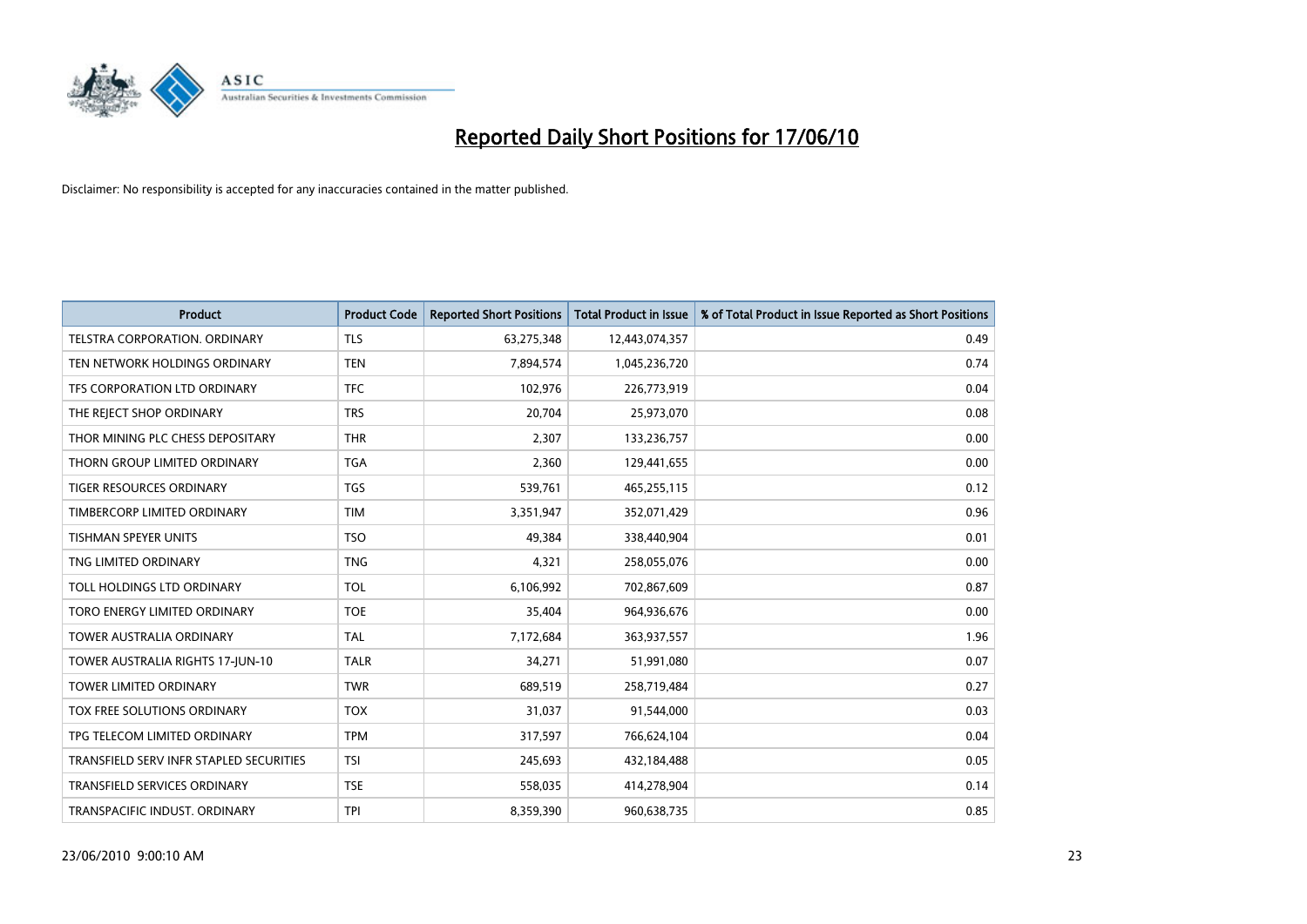# Reported Daily Short Positions for 17/06/10

Disclaimer: No responsibility is accepted for any inaccuracies contained in the matter published.

| Product | Product Code | Reported Short Positions | Total Product in Issue | % of Total Product in Issue Reported as Short Positions |
|---|---|---|---|---|
| TELSTRA CORPORATION. ORDINARY | TLS | 63,275,348 | 12,443,074,357 | 0.49 |
| TEN NETWORK HOLDINGS ORDINARY | TEN | 7,894,574 | 1,045,236,720 | 0.74 |
| TFS CORPORATION LTD ORDINARY | TFC | 102,976 | 226,773,919 | 0.04 |
| THE REJECT SHOP ORDINARY | TRS | 20,704 | 25,973,070 | 0.08 |
| THOR MINING PLC CHESS DEPOSITARY | THR | 2,307 | 133,236,757 | 0.00 |
| THORN GROUP LIMITED ORDINARY | TGA | 2,360 | 129,441,655 | 0.00 |
| TIGER RESOURCES ORDINARY | TGS | 539,761 | 465,255,115 | 0.12 |
| TIMBERCORP LIMITED ORDINARY | TIM | 3,351,947 | 352,071,429 | 0.96 |
| TISHMAN SPEYER UNITS | TSO | 49,384 | 338,440,904 | 0.01 |
| TNG LIMITED ORDINARY | TNG | 4,321 | 258,055,076 | 0.00 |
| TOLL HOLDINGS LTD ORDINARY | TOL | 6,106,992 | 702,867,609 | 0.87 |
| TORO ENERGY LIMITED ORDINARY | TOE | 35,404 | 964,936,676 | 0.00 |
| TOWER AUSTRALIA ORDINARY | TAL | 7,172,684 | 363,937,557 | 1.96 |
| TOWER AUSTRALIA RIGHTS 17-JUN-10 | TALR | 34,271 | 51,991,080 | 0.07 |
| TOWER LIMITED ORDINARY | TWR | 689,519 | 258,719,484 | 0.27 |
| TOX FREE SOLUTIONS ORDINARY | TOX | 31,037 | 91,544,000 | 0.03 |
| TPG TELECOM LIMITED ORDINARY | TPM | 317,597 | 766,624,104 | 0.04 |
| TRANSFIELD SERV INFR STAPLED SECURITIES | TSI | 245,693 | 432,184,488 | 0.05 |
| TRANSFIELD SERVICES ORDINARY | TSE | 558,035 | 414,278,904 | 0.14 |
| TRANSPACIFIC INDUST. ORDINARY | TPI | 8,359,390 | 960,638,735 | 0.85 |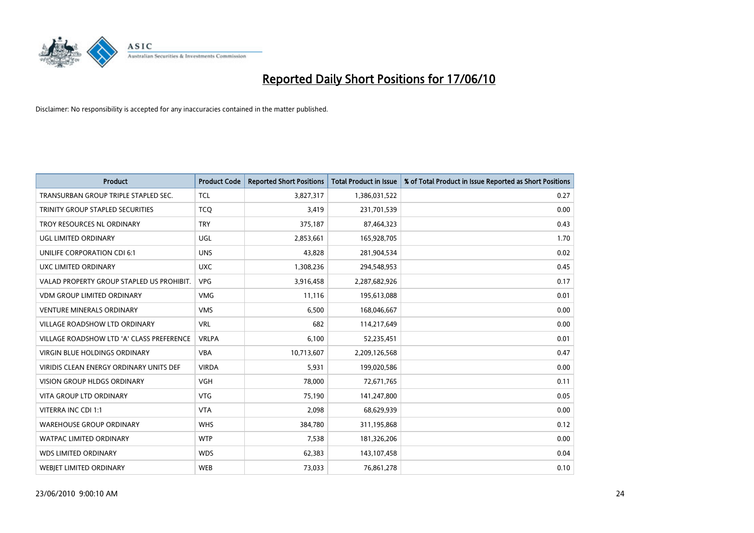# Reported Daily Short Positions for 17/06/10

Disclaimer: No responsibility is accepted for any inaccuracies contained in the matter published.

| Product | Product Code | Reported Short Positions | Total Product in Issue | % of Total Product in Issue Reported as Short Positions |
|---|---|---|---|---|
| TRANSURBAN GROUP TRIPLE STAPLED SEC. | TCL | 3,827,317 | 1,386,031,522 | 0.27 |
| TRINITY GROUP STAPLED SECURITIES | TCQ | 3,419 | 231,701,539 | 0.00 |
| TROY RESOURCES NL ORDINARY | TRY | 375,187 | 87,464,323 | 0.43 |
| UGL LIMITED ORDINARY | UGL | 2,853,661 | 165,928,705 | 1.70 |
| UNILIFE CORPORATION CDI 6:1 | UNS | 43,828 | 281,904,534 | 0.02 |
| UXC LIMITED ORDINARY | UXC | 1,308,236 | 294,548,953 | 0.45 |
| VALAD PROPERTY GROUP STAPLED US PROHIBIT. | VPG | 3,916,458 | 2,287,682,926 | 0.17 |
| VDM GROUP LIMITED ORDINARY | VMG | 11,116 | 195,613,088 | 0.01 |
| VENTURE MINERALS ORDINARY | VMS | 6,500 | 168,046,667 | 0.00 |
| VILLAGE ROADSHOW LTD ORDINARY | VRL | 682 | 114,217,649 | 0.00 |
| VILLAGE ROADSHOW LTD 'A' CLASS PREFERENCE | VRLPA | 6,100 | 52,235,451 | 0.01 |
| VIRGIN BLUE HOLDINGS ORDINARY | VBA | 10,713,607 | 2,209,126,568 | 0.47 |
| VIRIDIS CLEAN ENERGY ORDINARY UNITS DEF | VIRDA | 5,931 | 199,020,586 | 0.00 |
| VISION GROUP HLDGS ORDINARY | VGH | 78,000 | 72,671,765 | 0.11 |
| VITA GROUP LTD ORDINARY | VTG | 75,190 | 141,247,800 | 0.05 |
| VITERRA INC CDI 1:1 | VTA | 2,098 | 68,629,939 | 0.00 |
| WAREHOUSE GROUP ORDINARY | WHS | 384,780 | 311,195,868 | 0.12 |
| WATPAC LIMITED ORDINARY | WTP | 7,538 | 181,326,206 | 0.00 |
| WDS LIMITED ORDINARY | WDS | 62,383 | 143,107,458 | 0.04 |
| WEBJET LIMITED ORDINARY | WEB | 73,033 | 76,861,278 | 0.10 |

23/06/2010 9:00:10 AM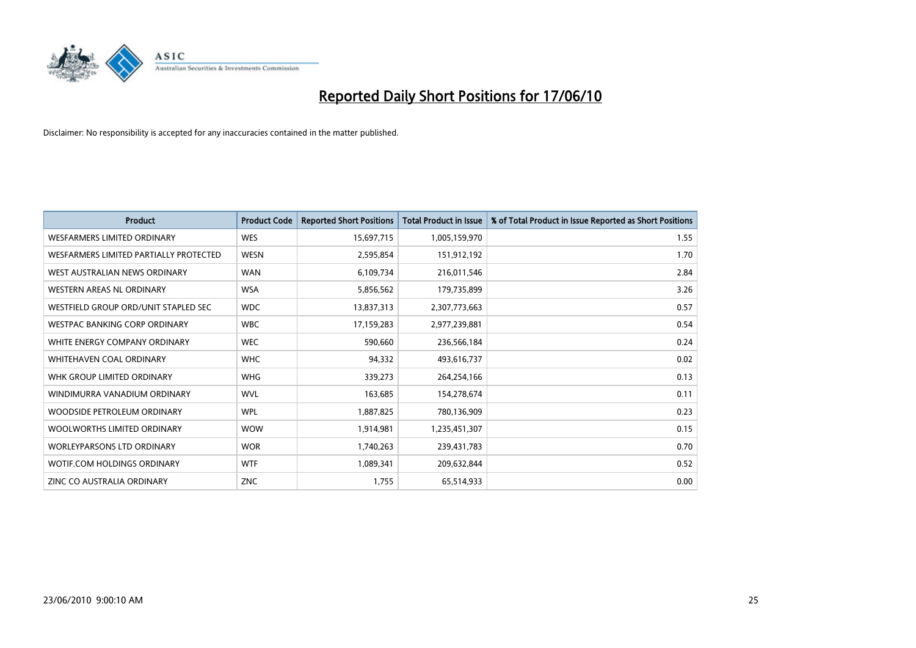# Reported Daily Short Positions for 17/06/10

Disclaimer: No responsibility is accepted for any inaccuracies contained in the matter published.

| Product | Product Code | Reported Short Positions | Total Product in Issue | % of Total Product in Issue Reported as Short Positions |
|---|---|---|---|---|
| WESFARMERS LIMITED ORDINARY | WES | 15,697,715 | 1,005,159,970 | 1.55 |
| WESFARMERS LIMITED PARTIALLY PROTECTED | WESN | 2,595,854 | 151,912,192 | 1.70 |
| WEST AUSTRALIAN NEWS ORDINARY | WAN | 6,109,734 | 216,011,546 | 2.84 |
| WESTERN AREAS NL ORDINARY | WSA | 5,856,562 | 179,735,899 | 3.26 |
| WESTFIELD GROUP ORD/UNIT STAPLED SEC | WDC | 13,837,313 | 2,307,773,663 | 0.57 |
| WESTPAC BANKING CORP ORDINARY | WBC | 17,159,283 | 2,977,239,881 | 0.54 |
| WHITE ENERGY COMPANY ORDINARY | WEC | 590,660 | 236,566,184 | 0.24 |
| WHITEHAVEN COAL ORDINARY | WHC | 94,332 | 493,616,737 | 0.02 |
| WHK GROUP LIMITED ORDINARY | WHG | 339,273 | 264,254,166 | 0.13 |
| WINDIMURRA VANADIUM ORDINARY | WVL | 163,685 | 154,278,674 | 0.11 |
| WOODSIDE PETROLEUM ORDINARY | WPL | 1,887,825 | 780,136,909 | 0.23 |
| WOOLWORTHS LIMITED ORDINARY | WOW | 1,914,981 | 1,235,451,307 | 0.15 |
| WORLEYPARSONS LTD ORDINARY | WOR | 1,740,263 | 239,431,783 | 0.70 |
| WOTIF.COM HOLDINGS ORDINARY | WTF | 1,089,341 | 209,632,844 | 0.52 |
| ZINC CO AUSTRALIA ORDINARY | ZNC | 1,755 | 65,514,933 | 0.00 |

23/06/2010 9:00:10 AM